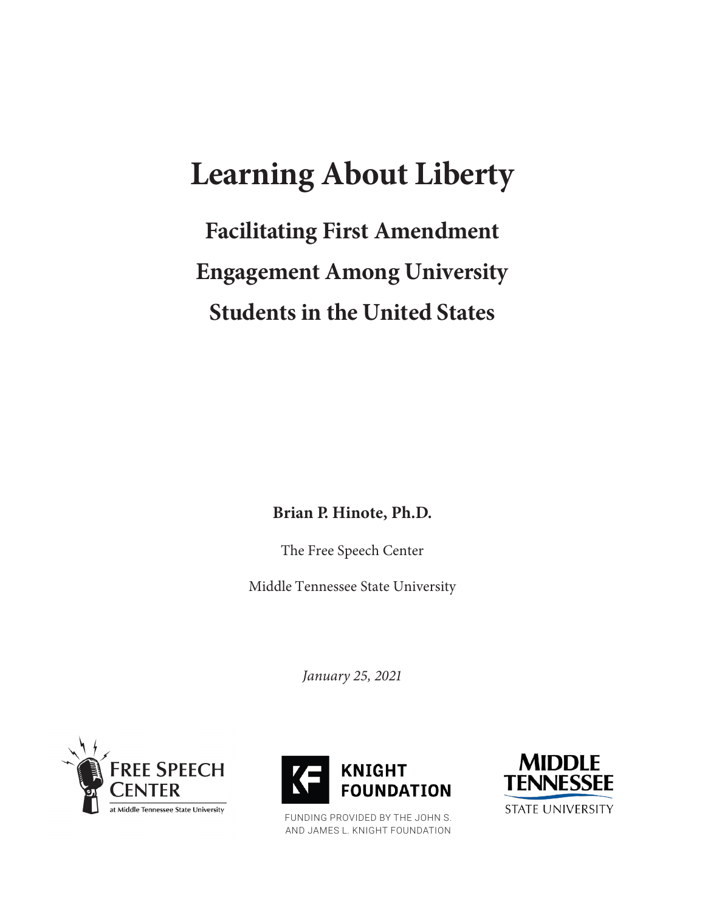# Learning About Liberty

## Facilitating First Amendment Engagement Among University Students in the United States

**Brian P. Hinote, Ph.D.**

The Free Speech Center

Middle Tennessee State University

*January 25, 2021*

FREE SPEECH CENTER at Middle Tennessee State University

KNIGHT FOUNDATION

FUNDING PROVIDED BY THE JOHN S. AND JAMES L. KNIGHT FOUNDATION

MIDDLE TENNESSEE STATE UNIVERSITY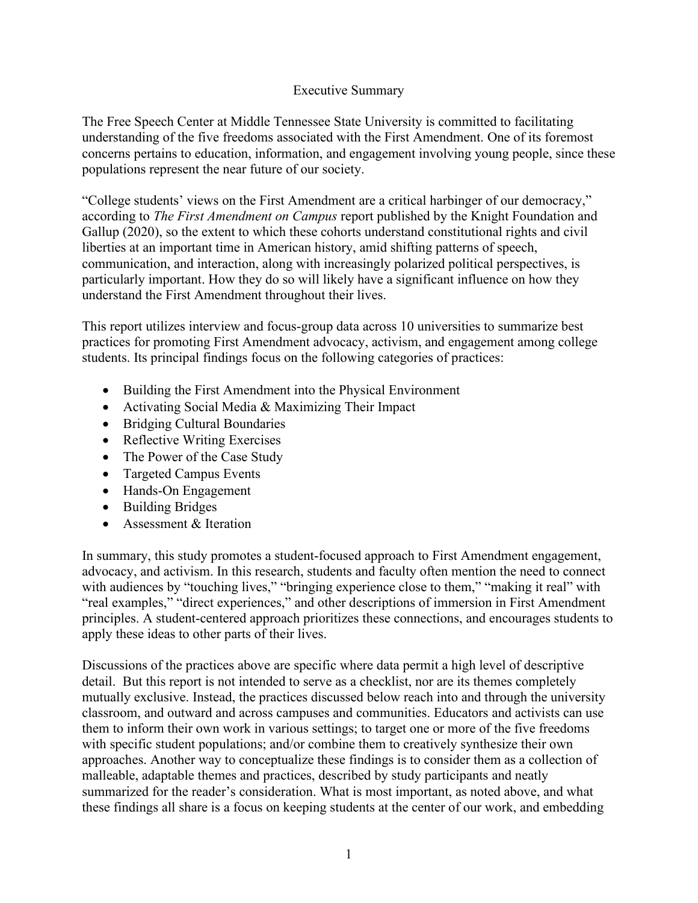# Executive Summary

The Free Speech Center at Middle Tennessee State University is committed to facilitating understanding of the five freedoms associated with the First Amendment. One of its foremost concerns pertains to education, information, and engagement involving young people, since these populations represent the near future of our society.

"College students' views on the First Amendment are a critical harbinger of our democracy," according to *The First Amendment on Campus* report published by the Knight Foundation and Gallup (2020), so the extent to which these cohorts understand constitutional rights and civil liberties at an important time in American history, amid shifting patterns of speech, communication, and interaction, along with increasingly polarized political perspectives, is particularly important. How they do so will likely have a significant influence on how they understand the First Amendment throughout their lives.

This report utilizes interview and focus-group data across 10 universities to summarize best practices for promoting First Amendment advocacy, activism, and engagement among college students. Its principal findings focus on the following categories of practices:

- Building the First Amendment into the Physical Environment
- Activating Social Media & Maximizing Their Impact
- Bridging Cultural Boundaries
- Reflective Writing Exercises
- The Power of the Case Study
- Targeted Campus Events
- Hands-On Engagement
- Building Bridges
- Assessment & Iteration

In summary, this study promotes a student-focused approach to First Amendment engagement, advocacy, and activism. In this research, students and faculty often mention the need to connect with audiences by "touching lives," "bringing experience close to them," "making it real" with "real examples," "direct experiences," and other descriptions of immersion in First Amendment principles. A student-centered approach prioritizes these connections, and encourages students to apply these ideas to other parts of their lives.

Discussions of the practices above are specific where data permit a high level of descriptive detail. But this report is not intended to serve as a checklist, nor are its themes completely mutually exclusive. Instead, the practices discussed below reach into and through the university classroom, and outward and across campuses and communities. Educators and activists can use them to inform their own work in various settings; to target one or more of the five freedoms with specific student populations; and/or combine them to creatively synthesize their own approaches. Another way to conceptualize these findings is to consider them as a collection of malleable, adaptable themes and practices, described by study participants and neatly summarized for the reader's consideration. What is most important, as noted above, and what these findings all share is a focus on keeping students at the center of our work, and embedding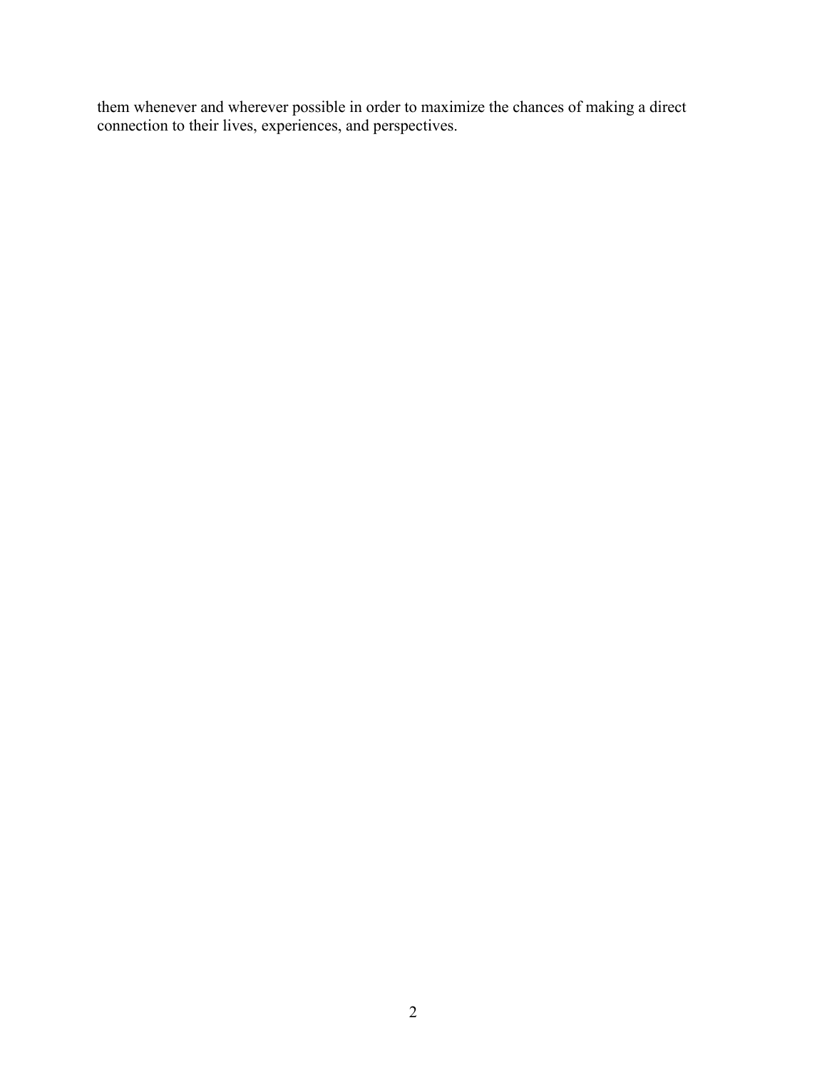them whenever and wherever possible in order to maximize the chances of making a direct connection to their lives, experiences, and perspectives.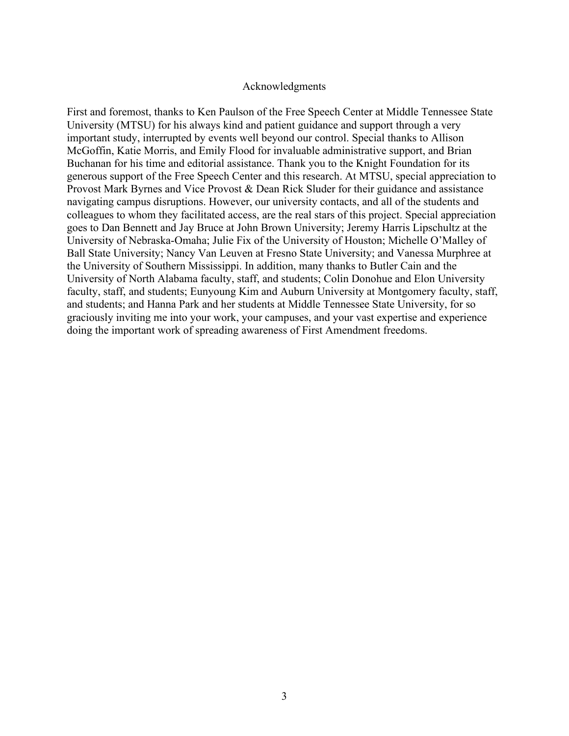# Acknowledgments

First and foremost, thanks to Ken Paulson of the Free Speech Center at Middle Tennessee State University (MTSU) for his always kind and patient guidance and support through a very important study, interrupted by events well beyond our control. Special thanks to Allison McGoffin, Katie Morris, and Emily Flood for invaluable administrative support, and Brian Buchanan for his time and editorial assistance. Thank you to the Knight Foundation for its generous support of the Free Speech Center and this research. At MTSU, special appreciation to Provost Mark Byrnes and Vice Provost & Dean Rick Sluder for their guidance and assistance navigating campus disruptions. However, our university contacts, and all of the students and colleagues to whom they facilitated access, are the real stars of this project. Special appreciation goes to Dan Bennett and Jay Bruce at John Brown University; Jeremy Harris Lipschultz at the University of Nebraska-Omaha; Julie Fix of the University of Houston; Michelle O'Malley of Ball State University; Nancy Van Leuven at Fresno State University; and Vanessa Murphree at the University of Southern Mississippi. In addition, many thanks to Butler Cain and the University of North Alabama faculty, staff, and students; Colin Donohue and Elon University faculty, staff, and students; Eunyoung Kim and Auburn University at Montgomery faculty, staff, and students; and Hanna Park and her students at Middle Tennessee State University, for so graciously inviting me into your work, your campuses, and your vast expertise and experience doing the important work of spreading awareness of First Amendment freedoms.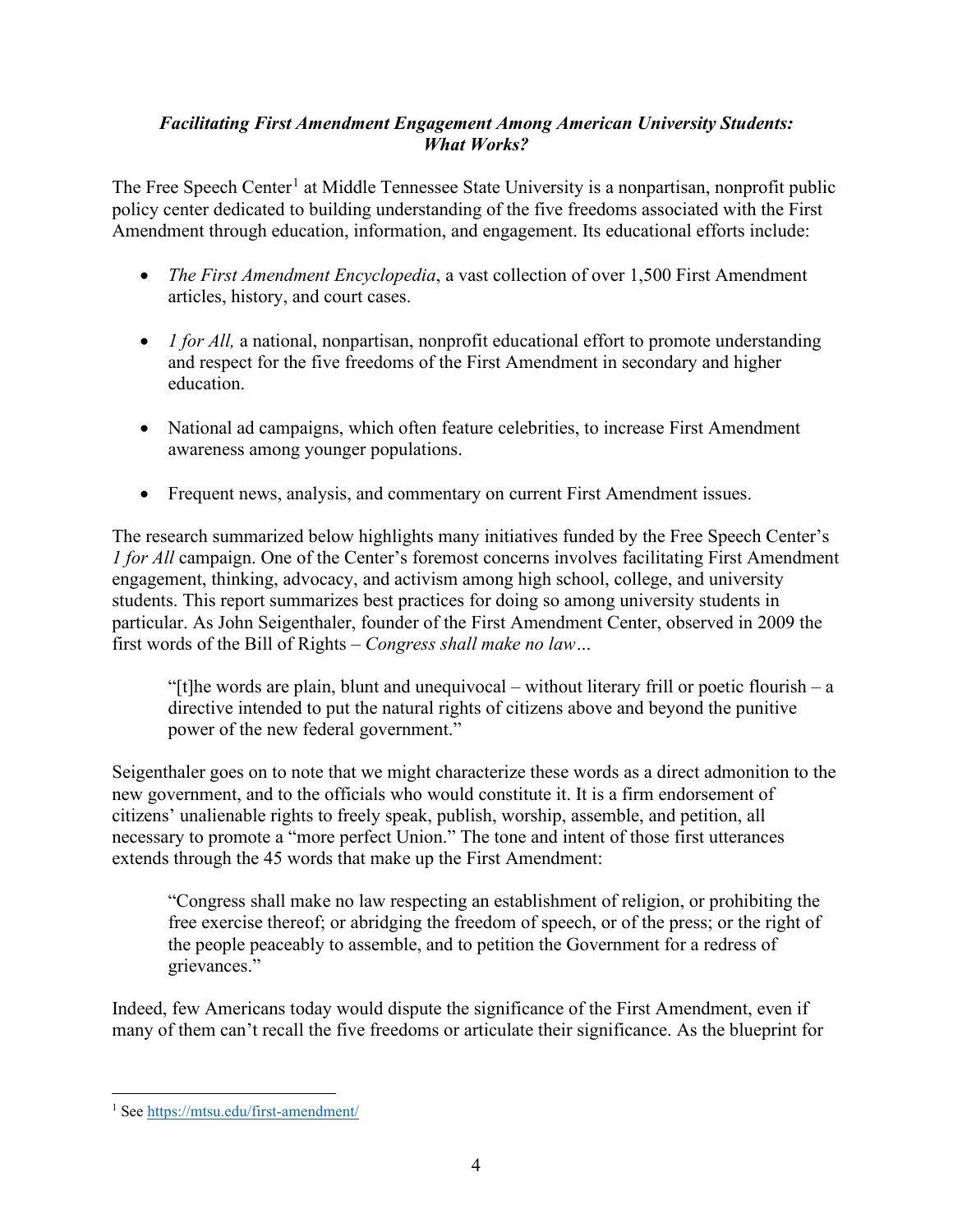***Facilitating First Amendment Engagement Among American University Students: What Works?***

The Free Speech Center[1] at Middle Tennessee State University is a nonpartisan, nonprofit public policy center dedicated to building understanding of the five freedoms associated with the First Amendment through education, information, and engagement. Its educational efforts include:

- *The First Amendment Encyclopedia*, a vast collection of over 1,500 First Amendment articles, history, and court cases.
- *1 for All,* a national, nonpartisan, nonprofit educational effort to promote understanding and respect for the five freedoms of the First Amendment in secondary and higher education.
- National ad campaigns, which often feature celebrities, to increase First Amendment awareness among younger populations.
- Frequent news, analysis, and commentary on current First Amendment issues.

The research summarized below highlights many initiatives funded by the Free Speech Center's *1 for All* campaign. One of the Center's foremost concerns involves facilitating First Amendment engagement, thinking, advocacy, and activism among high school, college, and university students. This report summarizes best practices for doing so among university students in particular. As John Seigenthaler, founder of the First Amendment Center, observed in 2009 the first words of the Bill of Rights – *Congress shall make no law…*

> "[t]he words are plain, blunt and unequivocal – without literary frill or poetic flourish – a directive intended to put the natural rights of citizens above and beyond the punitive power of the new federal government."

Seigenthaler goes on to note that we might characterize these words as a direct admonition to the new government, and to the officials who would constitute it. It is a firm endorsement of citizens' unalienable rights to freely speak, publish, worship, assemble, and petition, all necessary to promote a "more perfect Union." The tone and intent of those first utterances extends through the 45 words that make up the First Amendment:

> "Congress shall make no law respecting an establishment of religion, or prohibiting the free exercise thereof; or abridging the freedom of speech, or of the press; or the right of the people peaceably to assemble, and to petition the Government for a redress of grievances."

Indeed, few Americans today would dispute the significance of the First Amendment, even if many of them can't recall the five freedoms or articulate their significance. As the blueprint for

---

[1] See https://mtsu.edu/first-amendment/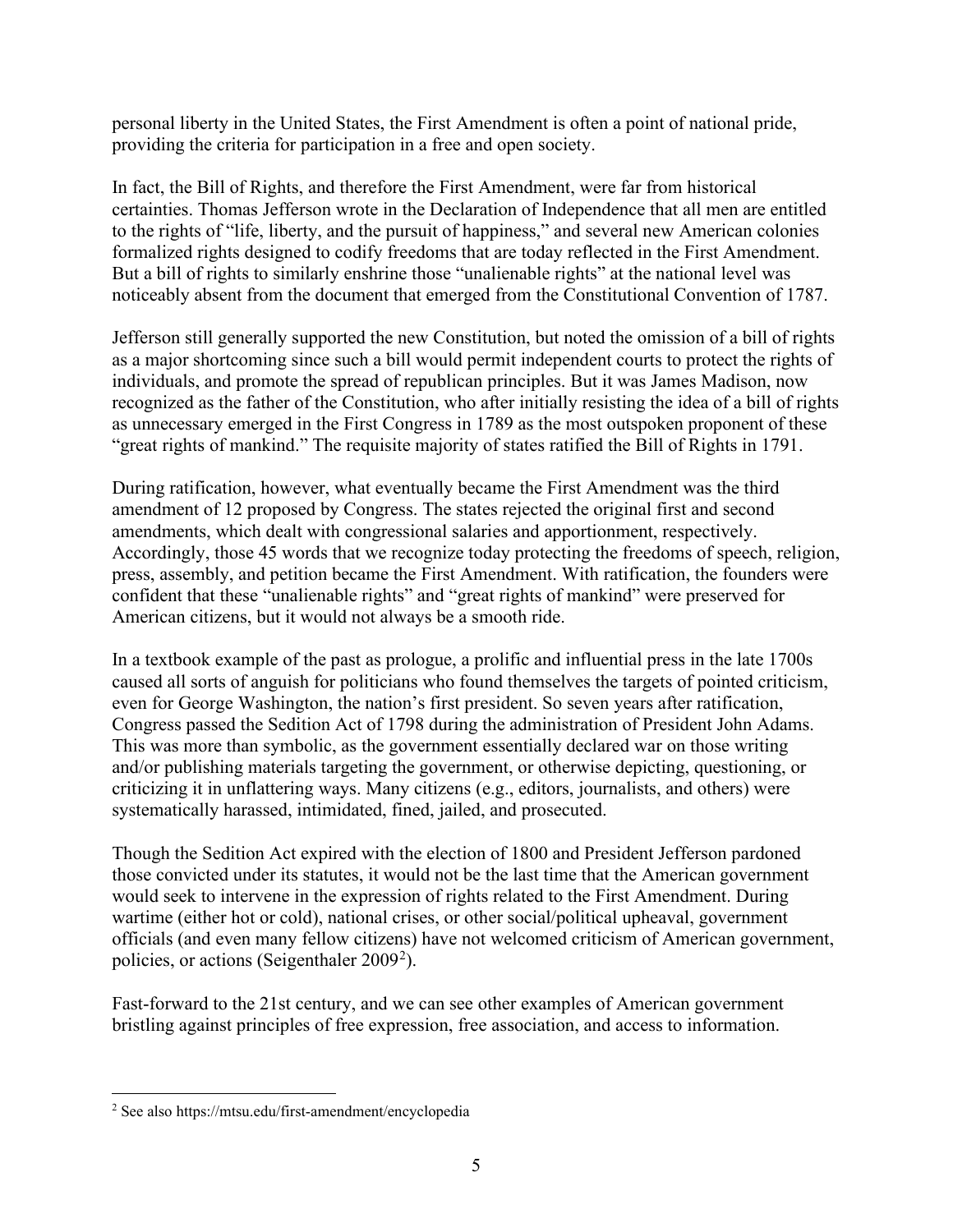personal liberty in the United States, the First Amendment is often a point of national pride, providing the criteria for participation in a free and open society.

In fact, the Bill of Rights, and therefore the First Amendment, were far from historical certainties. Thomas Jefferson wrote in the Declaration of Independence that all men are entitled to the rights of "life, liberty, and the pursuit of happiness," and several new American colonies formalized rights designed to codify freedoms that are today reflected in the First Amendment. But a bill of rights to similarly enshrine those "unalienable rights" at the national level was noticeably absent from the document that emerged from the Constitutional Convention of 1787.

Jefferson still generally supported the new Constitution, but noted the omission of a bill of rights as a major shortcoming since such a bill would permit independent courts to protect the rights of individuals, and promote the spread of republican principles. But it was James Madison, now recognized as the father of the Constitution, who after initially resisting the idea of a bill of rights as unnecessary emerged in the First Congress in 1789 as the most outspoken proponent of these "great rights of mankind." The requisite majority of states ratified the Bill of Rights in 1791.

During ratification, however, what eventually became the First Amendment was the third amendment of 12 proposed by Congress. The states rejected the original first and second amendments, which dealt with congressional salaries and apportionment, respectively. Accordingly, those 45 words that we recognize today protecting the freedoms of speech, religion, press, assembly, and petition became the First Amendment. With ratification, the founders were confident that these "unalienable rights" and "great rights of mankind" were preserved for American citizens, but it would not always be a smooth ride.

In a textbook example of the past as prologue, a prolific and influential press in the late 1700s caused all sorts of anguish for politicians who found themselves the targets of pointed criticism, even for George Washington, the nation's first president. So seven years after ratification, Congress passed the Sedition Act of 1798 during the administration of President John Adams. This was more than symbolic, as the government essentially declared war on those writing and/or publishing materials targeting the government, or otherwise depicting, questioning, or criticizing it in unflattering ways. Many citizens (e.g., editors, journalists, and others) were systematically harassed, intimidated, fined, jailed, and prosecuted.

Though the Sedition Act expired with the election of 1800 and President Jefferson pardoned those convicted under its statutes, it would not be the last time that the American government would seek to intervene in the expression of rights related to the First Amendment. During wartime (either hot or cold), national crises, or other social/political upheaval, government officials (and even many fellow citizens) have not welcomed criticism of American government, policies, or actions (Seigenthaler 2009[2]).

Fast-forward to the 21st century, and we can see other examples of American government bristling against principles of free expression, free association, and access to information.

[2] See also https://mtsu.edu/first-amendment/encyclopedia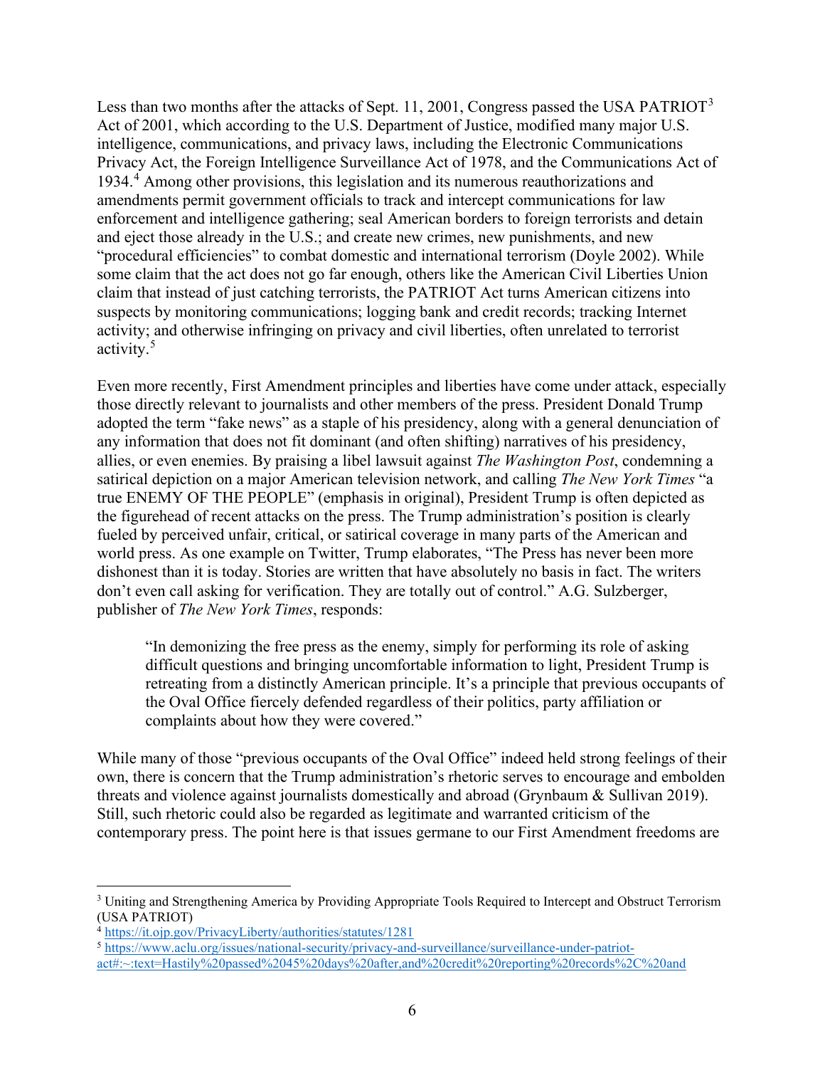Less than two months after the attacks of Sept. 11, 2001, Congress passed the USA PATRIOT[3] Act of 2001, which according to the U.S. Department of Justice, modified many major U.S. intelligence, communications, and privacy laws, including the Electronic Communications Privacy Act, the Foreign Intelligence Surveillance Act of 1978, and the Communications Act of 1934.[4] Among other provisions, this legislation and its numerous reauthorizations and amendments permit government officials to track and intercept communications for law enforcement and intelligence gathering; seal American borders to foreign terrorists and detain and eject those already in the U.S.; and create new crimes, new punishments, and new "procedural efficiencies" to combat domestic and international terrorism (Doyle 2002). While some claim that the act does not go far enough, others like the American Civil Liberties Union claim that instead of just catching terrorists, the PATRIOT Act turns American citizens into suspects by monitoring communications; logging bank and credit records; tracking Internet activity; and otherwise infringing on privacy and civil liberties, often unrelated to terrorist activity.[5]

Even more recently, First Amendment principles and liberties have come under attack, especially those directly relevant to journalists and other members of the press. President Donald Trump adopted the term "fake news" as a staple of his presidency, along with a general denunciation of any information that does not fit dominant (and often shifting) narratives of his presidency, allies, or even enemies. By praising a libel lawsuit against *The Washington Post*, condemning a satirical depiction on a major American television network, and calling *The New York Times* "a true ENEMY OF THE PEOPLE" (emphasis in original), President Trump is often depicted as the figurehead of recent attacks on the press. The Trump administration's position is clearly fueled by perceived unfair, critical, or satirical coverage in many parts of the American and world press. As one example on Twitter, Trump elaborates, "The Press has never been more dishonest than it is today. Stories are written that have absolutely no basis in fact. The writers don't even call asking for verification. They are totally out of control." A.G. Sulzberger, publisher of *The New York Times*, responds:

> "In demonizing the free press as the enemy, simply for performing its role of asking difficult questions and bringing uncomfortable information to light, President Trump is retreating from a distinctly American principle. It's a principle that previous occupants of the Oval Office fiercely defended regardless of their politics, party affiliation or complaints about how they were covered."

While many of those "previous occupants of the Oval Office" indeed held strong feelings of their own, there is concern that the Trump administration's rhetoric serves to encourage and embolden threats and violence against journalists domestically and abroad (Grynbaum & Sullivan 2019). Still, such rhetoric could also be regarded as legitimate and warranted criticism of the contemporary press. The point here is that issues germane to our First Amendment freedoms are

---

[3] Uniting and Strengthening America by Providing Appropriate Tools Required to Intercept and Obstruct Terrorism (USA PATRIOT)

[4] https://it.ojp.gov/PrivacyLiberty/authorities/statutes/1281

[5] https://www.aclu.org/issues/national-security/privacy-and-surveillance/surveillance-under-patriot-act#:~:text=Hastily%20passed%2045%20days%20after,and%20credit%20reporting%20records%2C%20and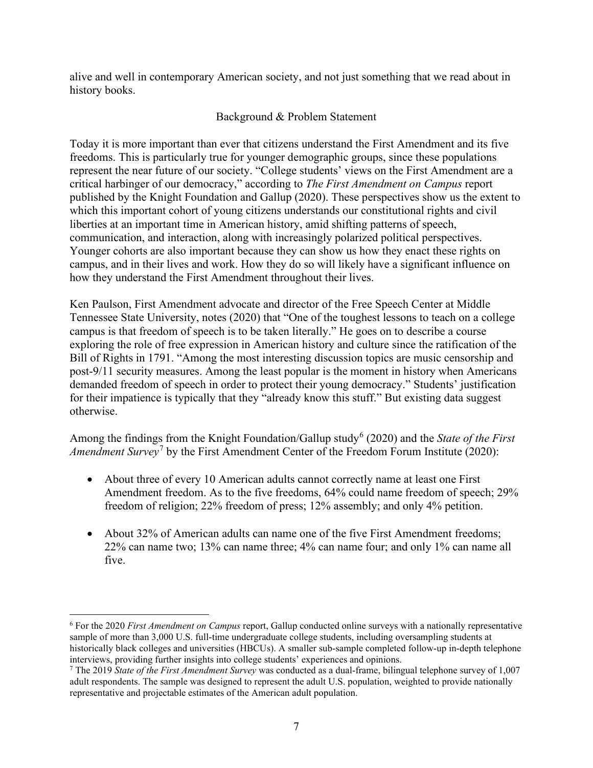alive and well in contemporary American society, and not just something that we read about in history books.

## Background & Problem Statement

Today it is more important than ever that citizens understand the First Amendment and its five freedoms. This is particularly true for younger demographic groups, since these populations represent the near future of our society. "College students' views on the First Amendment are a critical harbinger of our democracy," according to *The First Amendment on Campus* report published by the Knight Foundation and Gallup (2020). These perspectives show us the extent to which this important cohort of young citizens understands our constitutional rights and civil liberties at an important time in American history, amid shifting patterns of speech, communication, and interaction, along with increasingly polarized political perspectives. Younger cohorts are also important because they can show us how they enact these rights on campus, and in their lives and work. How they do so will likely have a significant influence on how they understand the First Amendment throughout their lives.

Ken Paulson, First Amendment advocate and director of the Free Speech Center at Middle Tennessee State University, notes (2020) that "One of the toughest lessons to teach on a college campus is that freedom of speech is to be taken literally." He goes on to describe a course exploring the role of free expression in American history and culture since the ratification of the Bill of Rights in 1791. "Among the most interesting discussion topics are music censorship and post-9/11 security measures. Among the least popular is the moment in history when Americans demanded freedom of speech in order to protect their young democracy." Students' justification for their impatience is typically that they "already know this stuff." But existing data suggest otherwise.

Among the findings from the Knight Foundation/Gallup study[6] (2020) and the *State of the First Amendment Survey*[7] by the First Amendment Center of the Freedom Forum Institute (2020):

- About three of every 10 American adults cannot correctly name at least one First Amendment freedom. As to the five freedoms, 64% could name freedom of speech; 29% freedom of religion; 22% freedom of press; 12% assembly; and only 4% petition.
- About 32% of American adults can name one of the five First Amendment freedoms; 22% can name two; 13% can name three; 4% can name four; and only 1% can name all five.

[6] For the 2020 *First Amendment on Campus* report, Gallup conducted online surveys with a nationally representative sample of more than 3,000 U.S. full-time undergraduate college students, including oversampling students at historically black colleges and universities (HBCUs). A smaller sub-sample completed follow-up in-depth telephone interviews, providing further insights into college students' experiences and opinions.

[7] The 2019 *State of the First Amendment Survey* was conducted as a dual-frame, bilingual telephone survey of 1,007 adult respondents. The sample was designed to represent the adult U.S. population, weighted to provide nationally representative and projectable estimates of the American adult population.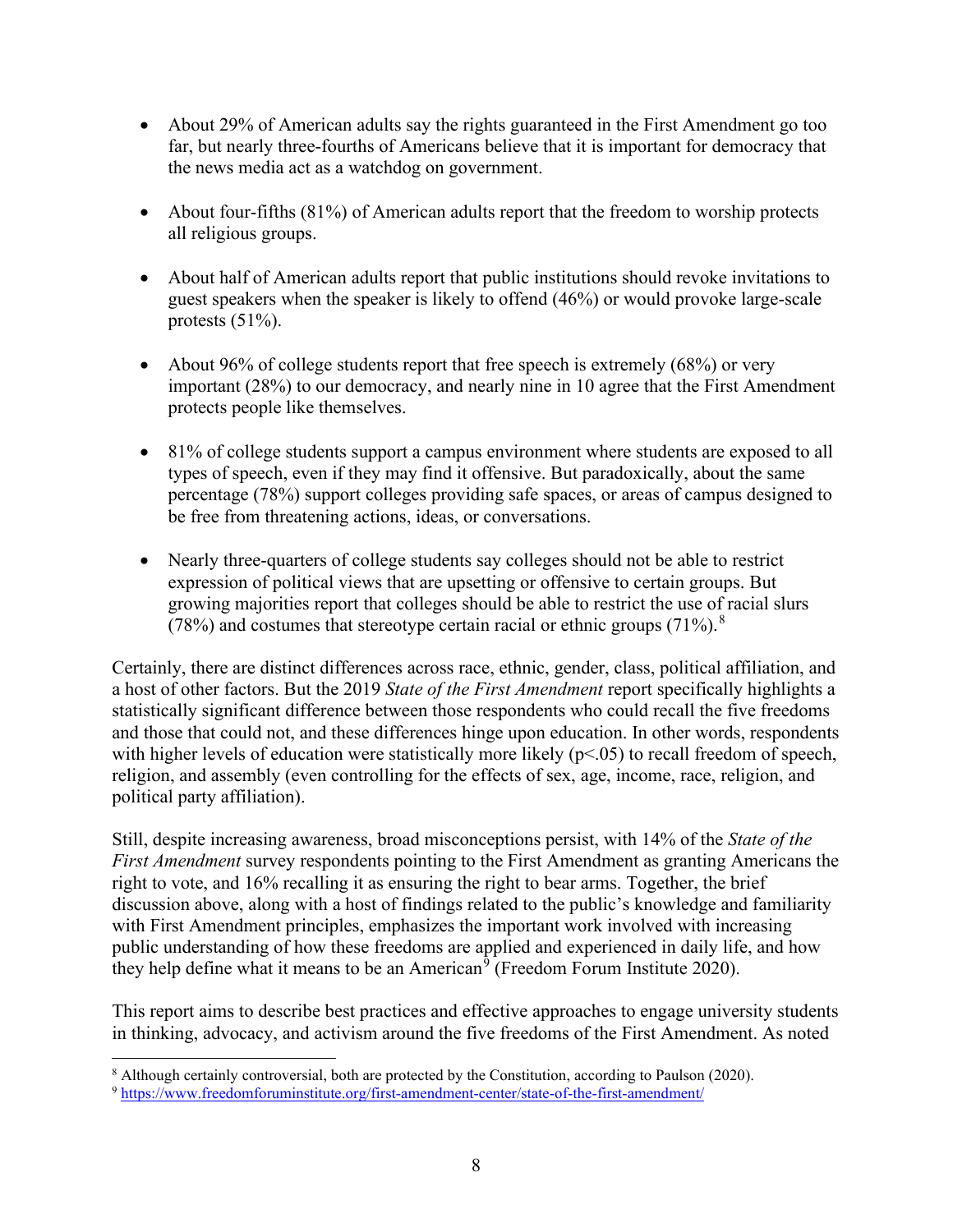- About 29% of American adults say the rights guaranteed in the First Amendment go too far, but nearly three-fourths of Americans believe that it is important for democracy that the news media act as a watchdog on government.

- About four-fifths (81%) of American adults report that the freedom to worship protects all religious groups.

- About half of American adults report that public institutions should revoke invitations to guest speakers when the speaker is likely to offend (46%) or would provoke large-scale protests (51%).

- About 96% of college students report that free speech is extremely (68%) or very important (28%) to our democracy, and nearly nine in 10 agree that the First Amendment protects people like themselves.

- 81% of college students support a campus environment where students are exposed to all types of speech, even if they may find it offensive. But paradoxically, about the same percentage (78%) support colleges providing safe spaces, or areas of campus designed to be free from threatening actions, ideas, or conversations.

- Nearly three-quarters of college students say colleges should not be able to restrict expression of political views that are upsetting or offensive to certain groups. But growing majorities report that colleges should be able to restrict the use of racial slurs (78%) and costumes that stereotype certain racial or ethnic groups (71%).[8]

Certainly, there are distinct differences across race, ethnic, gender, class, political affiliation, and a host of other factors. But the 2019 *State of the First Amendment* report specifically highlights a statistically significant difference between those respondents who could recall the five freedoms and those that could not, and these differences hinge upon education. In other words, respondents with higher levels of education were statistically more likely ($p<.05$) to recall freedom of speech, religion, and assembly (even controlling for the effects of sex, age, income, race, religion, and political party affiliation).

Still, despite increasing awareness, broad misconceptions persist, with 14% of the *State of the First Amendment* survey respondents pointing to the First Amendment as granting Americans the right to vote, and 16% recalling it as ensuring the right to bear arms. Together, the brief discussion above, along with a host of findings related to the public's knowledge and familiarity with First Amendment principles, emphasizes the important work involved with increasing public understanding of how these freedoms are applied and experienced in daily life, and how they help define what it means to be an American[9] (Freedom Forum Institute 2020).

This report aims to describe best practices and effective approaches to engage university students in thinking, advocacy, and activism around the five freedoms of the First Amendment. As noted

[8] Although certainly controversial, both are protected by the Constitution, according to Paulson (2020).

[9] https://www.freedomforuminstitute.org/first-amendment-center/state-of-the-first-amendment/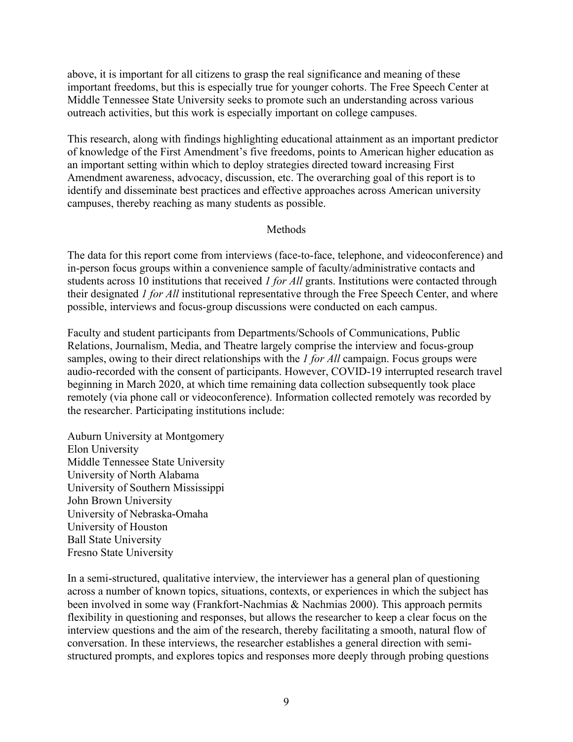above, it is important for all citizens to grasp the real significance and meaning of these important freedoms, but this is especially true for younger cohorts. The Free Speech Center at Middle Tennessee State University seeks to promote such an understanding across various outreach activities, but this work is especially important on college campuses.

This research, along with findings highlighting educational attainment as an important predictor of knowledge of the First Amendment's five freedoms, points to American higher education as an important setting within which to deploy strategies directed toward increasing First Amendment awareness, advocacy, discussion, etc. The overarching goal of this report is to identify and disseminate best practices and effective approaches across American university campuses, thereby reaching as many students as possible.

## Methods

The data for this report come from interviews (face-to-face, telephone, and videoconference) and in-person focus groups within a convenience sample of faculty/administrative contacts and students across 10 institutions that received *1 for All* grants. Institutions were contacted through their designated *1 for All* institutional representative through the Free Speech Center, and where possible, interviews and focus-group discussions were conducted on each campus.

Faculty and student participants from Departments/Schools of Communications, Public Relations, Journalism, Media, and Theatre largely comprise the interview and focus-group samples, owing to their direct relationships with the *1 for All* campaign. Focus groups were audio-recorded with the consent of participants. However, COVID-19 interrupted research travel beginning in March 2020, at which time remaining data collection subsequently took place remotely (via phone call or videoconference). Information collected remotely was recorded by the researcher. Participating institutions include:

Auburn University at Montgomery
Elon University
Middle Tennessee State University
University of North Alabama
University of Southern Mississippi
John Brown University
University of Nebraska-Omaha
University of Houston
Ball State University
Fresno State University

In a semi-structured, qualitative interview, the interviewer has a general plan of questioning across a number of known topics, situations, contexts, or experiences in which the subject has been involved in some way (Frankfort-Nachmias & Nachmias 2000). This approach permits flexibility in questioning and responses, but allows the researcher to keep a clear focus on the interview questions and the aim of the research, thereby facilitating a smooth, natural flow of conversation. In these interviews, the researcher establishes a general direction with semi-structured prompts, and explores topics and responses more deeply through probing questions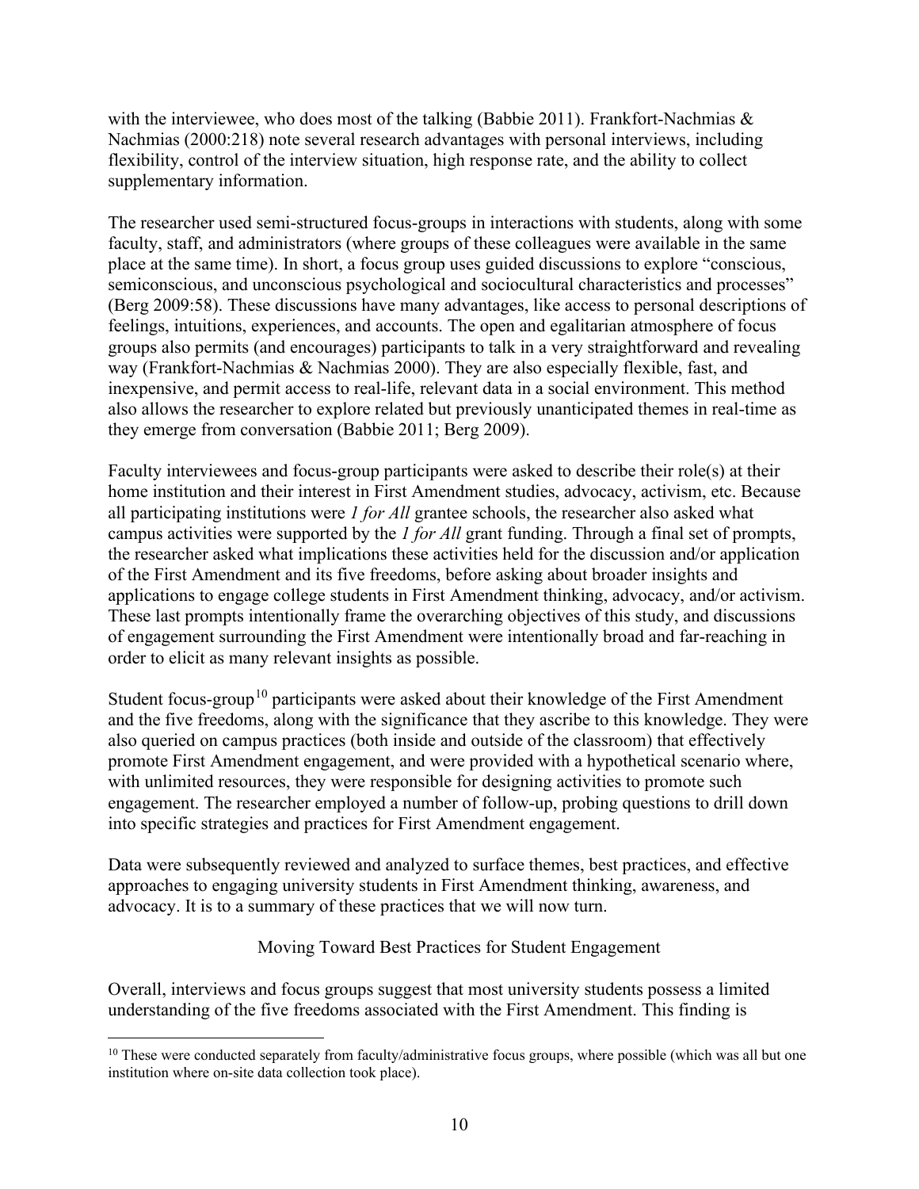with the interviewee, who does most of the talking (Babbie 2011). Frankfort-Nachmias & Nachmias (2000:218) note several research advantages with personal interviews, including flexibility, control of the interview situation, high response rate, and the ability to collect supplementary information.

The researcher used semi-structured focus-groups in interactions with students, along with some faculty, staff, and administrators (where groups of these colleagues were available in the same place at the same time). In short, a focus group uses guided discussions to explore "conscious, semiconscious, and unconscious psychological and sociocultural characteristics and processes" (Berg 2009:58). These discussions have many advantages, like access to personal descriptions of feelings, intuitions, experiences, and accounts. The open and egalitarian atmosphere of focus groups also permits (and encourages) participants to talk in a very straightforward and revealing way (Frankfort-Nachmias & Nachmias 2000). They are also especially flexible, fast, and inexpensive, and permit access to real-life, relevant data in a social environment. This method also allows the researcher to explore related but previously unanticipated themes in real-time as they emerge from conversation (Babbie 2011; Berg 2009).

Faculty interviewees and focus-group participants were asked to describe their role(s) at their home institution and their interest in First Amendment studies, advocacy, activism, etc. Because all participating institutions were *1 for All* grantee schools, the researcher also asked what campus activities were supported by the *1 for All* grant funding. Through a final set of prompts, the researcher asked what implications these activities held for the discussion and/or application of the First Amendment and its five freedoms, before asking about broader insights and applications to engage college students in First Amendment thinking, advocacy, and/or activism. These last prompts intentionally frame the overarching objectives of this study, and discussions of engagement surrounding the First Amendment were intentionally broad and far-reaching in order to elicit as many relevant insights as possible.

Student focus-group[10] participants were asked about their knowledge of the First Amendment and the five freedoms, along with the significance that they ascribe to this knowledge. They were also queried on campus practices (both inside and outside of the classroom) that effectively promote First Amendment engagement, and were provided with a hypothetical scenario where, with unlimited resources, they were responsible for designing activities to promote such engagement. The researcher employed a number of follow-up, probing questions to drill down into specific strategies and practices for First Amendment engagement.

Data were subsequently reviewed and analyzed to surface themes, best practices, and effective approaches to engaging university students in First Amendment thinking, awareness, and advocacy. It is to a summary of these practices that we will now turn.

## Moving Toward Best Practices for Student Engagement

Overall, interviews and focus groups suggest that most university students possess a limited understanding of the five freedoms associated with the First Amendment. This finding is

[10] These were conducted separately from faculty/administrative focus groups, where possible (which was all but one institution where on-site data collection took place).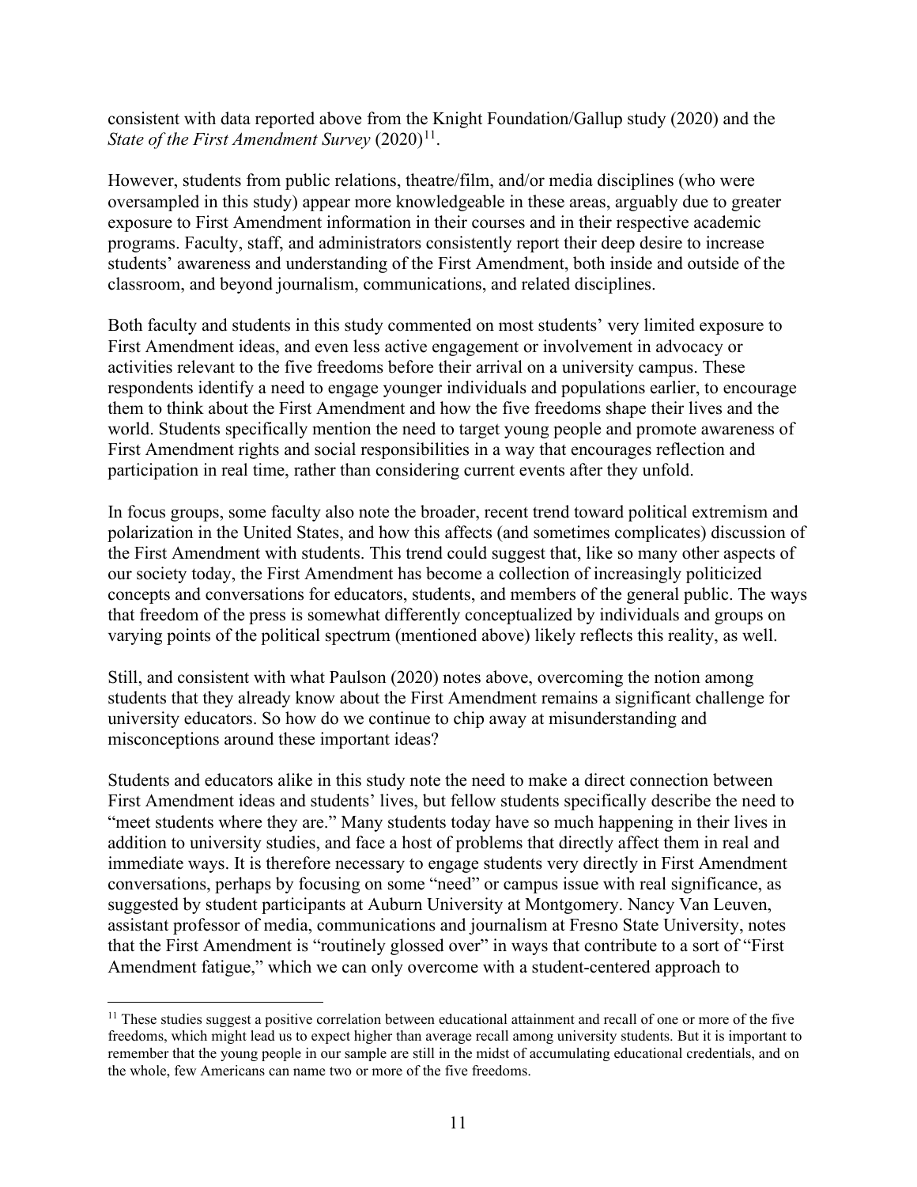consistent with data reported above from the Knight Foundation/Gallup study (2020) and the *State of the First Amendment Survey* (2020)[11].

However, students from public relations, theatre/film, and/or media disciplines (who were oversampled in this study) appear more knowledgeable in these areas, arguably due to greater exposure to First Amendment information in their courses and in their respective academic programs. Faculty, staff, and administrators consistently report their deep desire to increase students' awareness and understanding of the First Amendment, both inside and outside of the classroom, and beyond journalism, communications, and related disciplines.

Both faculty and students in this study commented on most students' very limited exposure to First Amendment ideas, and even less active engagement or involvement in advocacy or activities relevant to the five freedoms before their arrival on a university campus. These respondents identify a need to engage younger individuals and populations earlier, to encourage them to think about the First Amendment and how the five freedoms shape their lives and the world. Students specifically mention the need to target young people and promote awareness of First Amendment rights and social responsibilities in a way that encourages reflection and participation in real time, rather than considering current events after they unfold.

In focus groups, some faculty also note the broader, recent trend toward political extremism and polarization in the United States, and how this affects (and sometimes complicates) discussion of the First Amendment with students. This trend could suggest that, like so many other aspects of our society today, the First Amendment has become a collection of increasingly politicized concepts and conversations for educators, students, and members of the general public. The ways that freedom of the press is somewhat differently conceptualized by individuals and groups on varying points of the political spectrum (mentioned above) likely reflects this reality, as well.

Still, and consistent with what Paulson (2020) notes above, overcoming the notion among students that they already know about the First Amendment remains a significant challenge for university educators. So how do we continue to chip away at misunderstanding and misconceptions around these important ideas?

Students and educators alike in this study note the need to make a direct connection between First Amendment ideas and students' lives, but fellow students specifically describe the need to "meet students where they are." Many students today have so much happening in their lives in addition to university studies, and face a host of problems that directly affect them in real and immediate ways. It is therefore necessary to engage students very directly in First Amendment conversations, perhaps by focusing on some "need" or campus issue with real significance, as suggested by student participants at Auburn University at Montgomery. Nancy Van Leuven, assistant professor of media, communications and journalism at Fresno State University, notes that the First Amendment is "routinely glossed over" in ways that contribute to a sort of "First Amendment fatigue," which we can only overcome with a student-centered approach to

[11] These studies suggest a positive correlation between educational attainment and recall of one or more of the five freedoms, which might lead us to expect higher than average recall among university students. But it is important to remember that the young people in our sample are still in the midst of accumulating educational credentials, and on the whole, few Americans can name two or more of the five freedoms.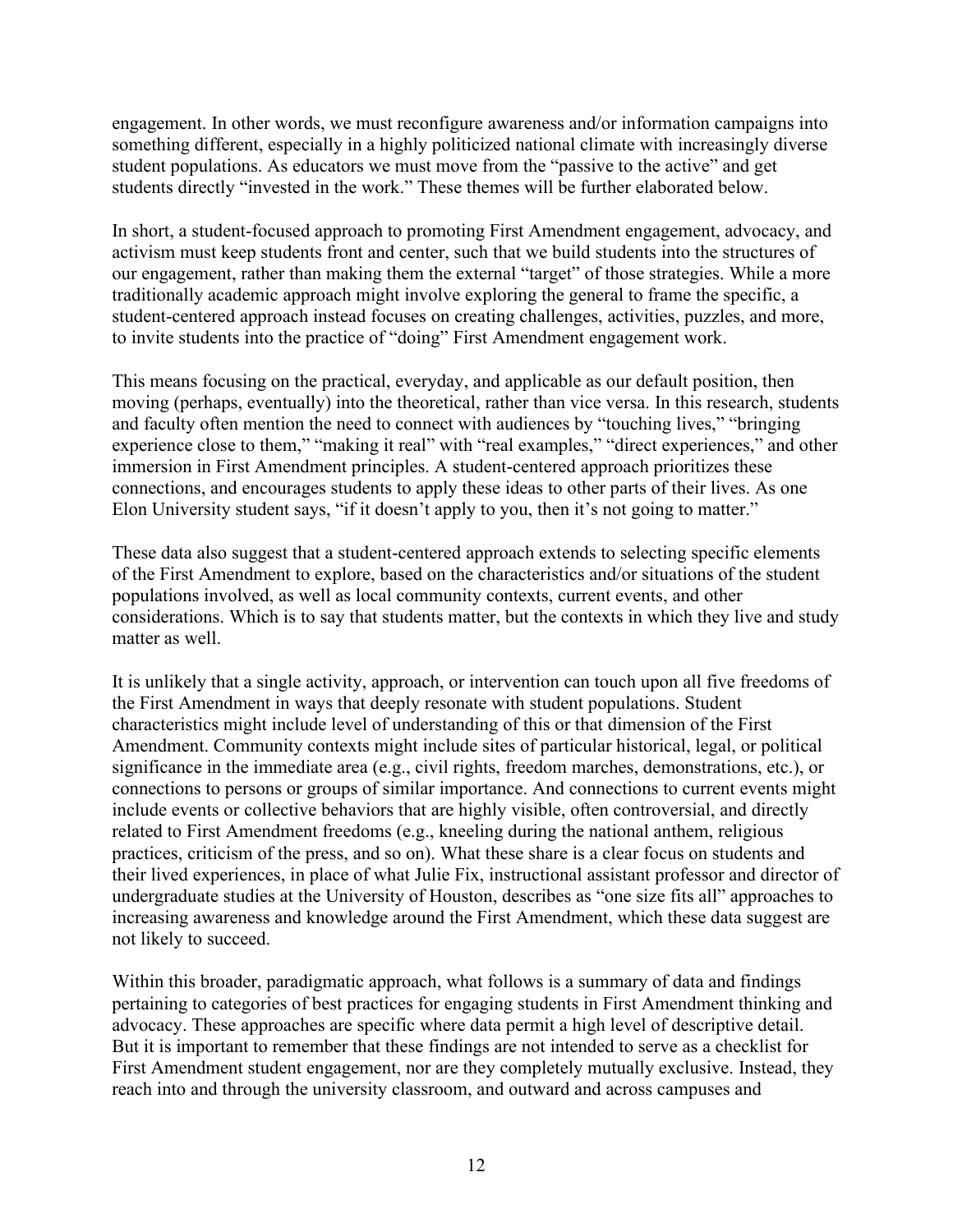engagement. In other words, we must reconfigure awareness and/or information campaigns into something different, especially in a highly politicized national climate with increasingly diverse student populations. As educators we must move from the "passive to the active" and get students directly "invested in the work." These themes will be further elaborated below.

In short, a student-focused approach to promoting First Amendment engagement, advocacy, and activism must keep students front and center, such that we build students into the structures of our engagement, rather than making them the external "target" of those strategies. While a more traditionally academic approach might involve exploring the general to frame the specific, a student-centered approach instead focuses on creating challenges, activities, puzzles, and more, to invite students into the practice of "doing" First Amendment engagement work.

This means focusing on the practical, everyday, and applicable as our default position, then moving (perhaps, eventually) into the theoretical, rather than vice versa. In this research, students and faculty often mention the need to connect with audiences by "touching lives," "bringing experience close to them," "making it real" with "real examples," "direct experiences," and other immersion in First Amendment principles. A student-centered approach prioritizes these connections, and encourages students to apply these ideas to other parts of their lives. As one Elon University student says, "if it doesn't apply to you, then it's not going to matter."

These data also suggest that a student-centered approach extends to selecting specific elements of the First Amendment to explore, based on the characteristics and/or situations of the student populations involved, as well as local community contexts, current events, and other considerations. Which is to say that students matter, but the contexts in which they live and study matter as well.

It is unlikely that a single activity, approach, or intervention can touch upon all five freedoms of the First Amendment in ways that deeply resonate with student populations. Student characteristics might include level of understanding of this or that dimension of the First Amendment. Community contexts might include sites of particular historical, legal, or political significance in the immediate area (e.g., civil rights, freedom marches, demonstrations, etc.), or connections to persons or groups of similar importance. And connections to current events might include events or collective behaviors that are highly visible, often controversial, and directly related to First Amendment freedoms (e.g., kneeling during the national anthem, religious practices, criticism of the press, and so on). What these share is a clear focus on students and their lived experiences, in place of what Julie Fix, instructional assistant professor and director of undergraduate studies at the University of Houston, describes as "one size fits all" approaches to increasing awareness and knowledge around the First Amendment, which these data suggest are not likely to succeed.

Within this broader, paradigmatic approach, what follows is a summary of data and findings pertaining to categories of best practices for engaging students in First Amendment thinking and advocacy. These approaches are specific where data permit a high level of descriptive detail. But it is important to remember that these findings are not intended to serve as a checklist for First Amendment student engagement, nor are they completely mutually exclusive. Instead, they reach into and through the university classroom, and outward and across campuses and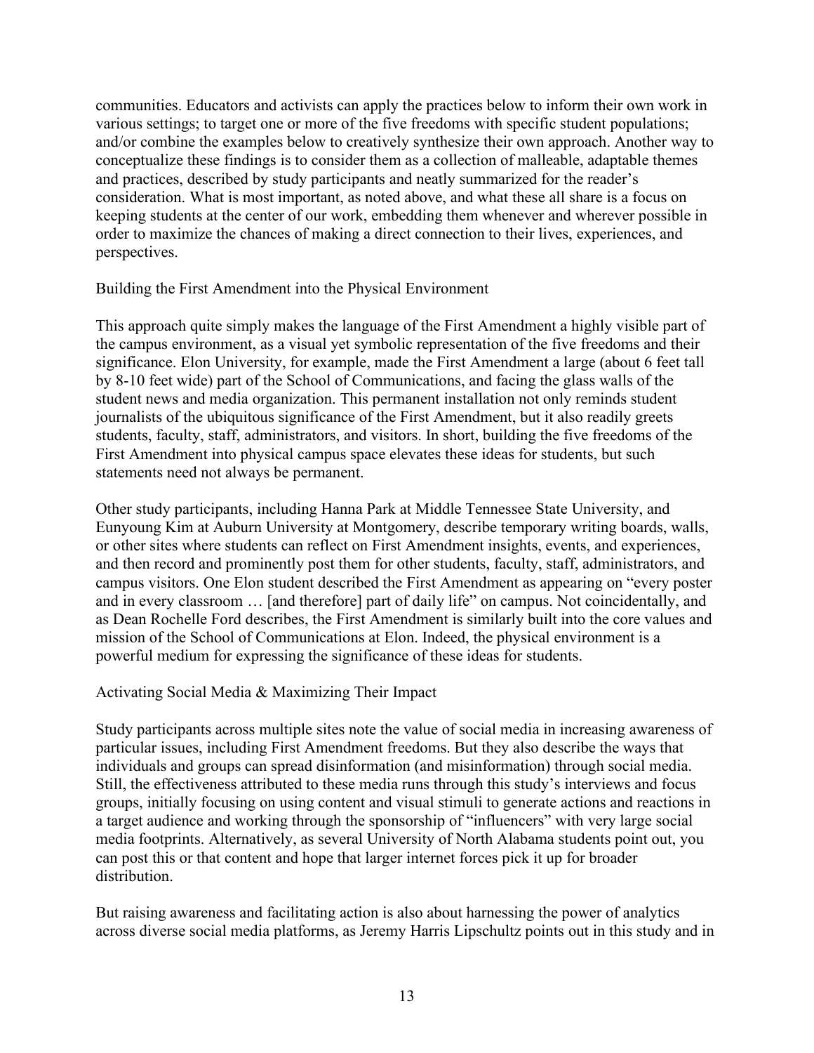communities. Educators and activists can apply the practices below to inform their own work in various settings; to target one or more of the five freedoms with specific student populations; and/or combine the examples below to creatively synthesize their own approach. Another way to conceptualize these findings is to consider them as a collection of malleable, adaptable themes and practices, described by study participants and neatly summarized for the reader's consideration. What is most important, as noted above, and what these all share is a focus on keeping students at the center of our work, embedding them whenever and wherever possible in order to maximize the chances of making a direct connection to their lives, experiences, and perspectives.

## Building the First Amendment into the Physical Environment

This approach quite simply makes the language of the First Amendment a highly visible part of the campus environment, as a visual yet symbolic representation of the five freedoms and their significance. Elon University, for example, made the First Amendment a large (about 6 feet tall by 8-10 feet wide) part of the School of Communications, and facing the glass walls of the student news and media organization. This permanent installation not only reminds student journalists of the ubiquitous significance of the First Amendment, but it also readily greets students, faculty, staff, administrators, and visitors. In short, building the five freedoms of the First Amendment into physical campus space elevates these ideas for students, but such statements need not always be permanent.

Other study participants, including Hanna Park at Middle Tennessee State University, and Eunyoung Kim at Auburn University at Montgomery, describe temporary writing boards, walls, or other sites where students can reflect on First Amendment insights, events, and experiences, and then record and prominently post them for other students, faculty, staff, administrators, and campus visitors. One Elon student described the First Amendment as appearing on "every poster and in every classroom … [and therefore] part of daily life" on campus. Not coincidentally, and as Dean Rochelle Ford describes, the First Amendment is similarly built into the core values and mission of the School of Communications at Elon. Indeed, the physical environment is a powerful medium for expressing the significance of these ideas for students.

## Activating Social Media & Maximizing Their Impact

Study participants across multiple sites note the value of social media in increasing awareness of particular issues, including First Amendment freedoms. But they also describe the ways that individuals and groups can spread disinformation (and misinformation) through social media. Still, the effectiveness attributed to these media runs through this study's interviews and focus groups, initially focusing on using content and visual stimuli to generate actions and reactions in a target audience and working through the sponsorship of "influencers" with very large social media footprints. Alternatively, as several University of North Alabama students point out, you can post this or that content and hope that larger internet forces pick it up for broader distribution.

But raising awareness and facilitating action is also about harnessing the power of analytics across diverse social media platforms, as Jeremy Harris Lipschultz points out in this study and in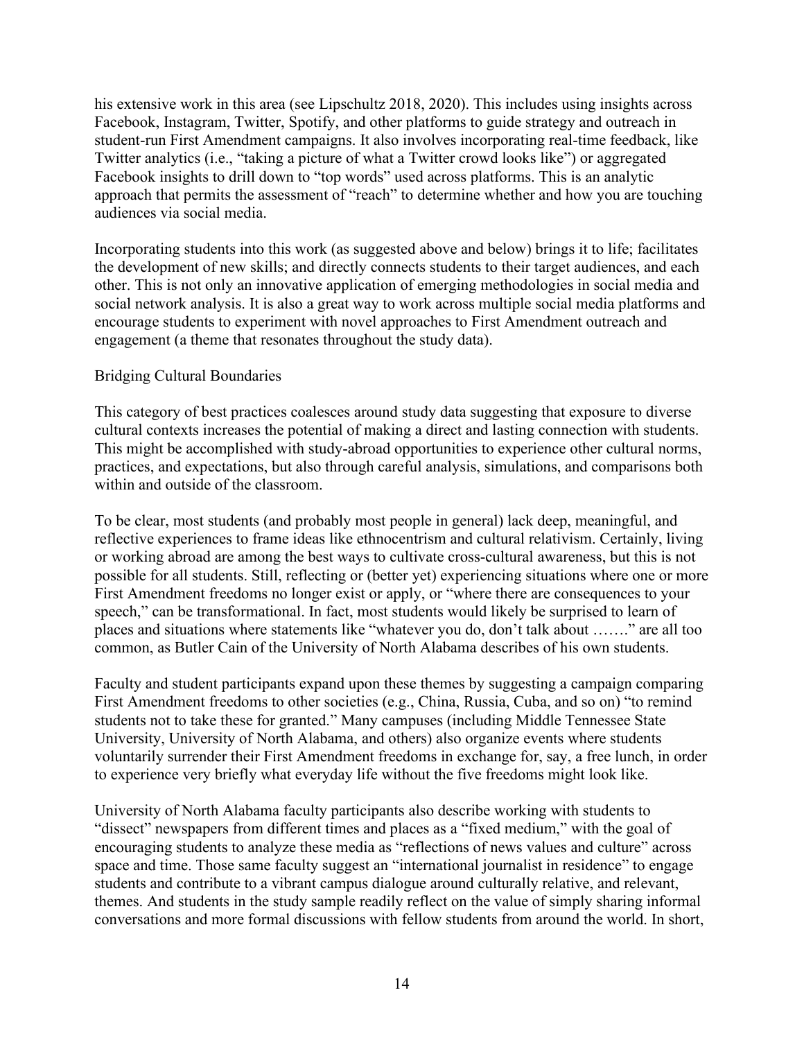his extensive work in this area (see Lipschultz 2018, 2020). This includes using insights across Facebook, Instagram, Twitter, Spotify, and other platforms to guide strategy and outreach in student-run First Amendment campaigns. It also involves incorporating real-time feedback, like Twitter analytics (i.e., "taking a picture of what a Twitter crowd looks like") or aggregated Facebook insights to drill down to "top words" used across platforms. This is an analytic approach that permits the assessment of "reach" to determine whether and how you are touching audiences via social media.

Incorporating students into this work (as suggested above and below) brings it to life; facilitates the development of new skills; and directly connects students to their target audiences, and each other. This is not only an innovative application of emerging methodologies in social media and social network analysis. It is also a great way to work across multiple social media platforms and encourage students to experiment with novel approaches to First Amendment outreach and engagement (a theme that resonates throughout the study data).

## Bridging Cultural Boundaries

This category of best practices coalesces around study data suggesting that exposure to diverse cultural contexts increases the potential of making a direct and lasting connection with students. This might be accomplished with study-abroad opportunities to experience other cultural norms, practices, and expectations, but also through careful analysis, simulations, and comparisons both within and outside of the classroom.

To be clear, most students (and probably most people in general) lack deep, meaningful, and reflective experiences to frame ideas like ethnocentrism and cultural relativism. Certainly, living or working abroad are among the best ways to cultivate cross-cultural awareness, but this is not possible for all students. Still, reflecting or (better yet) experiencing situations where one or more First Amendment freedoms no longer exist or apply, or "where there are consequences to your speech," can be transformational. In fact, most students would likely be surprised to learn of places and situations where statements like "whatever you do, don't talk about ……." are all too common, as Butler Cain of the University of North Alabama describes of his own students.

Faculty and student participants expand upon these themes by suggesting a campaign comparing First Amendment freedoms to other societies (e.g., China, Russia, Cuba, and so on) "to remind students not to take these for granted." Many campuses (including Middle Tennessee State University, University of North Alabama, and others) also organize events where students voluntarily surrender their First Amendment freedoms in exchange for, say, a free lunch, in order to experience very briefly what everyday life without the five freedoms might look like.

University of North Alabama faculty participants also describe working with students to "dissect" newspapers from different times and places as a "fixed medium," with the goal of encouraging students to analyze these media as "reflections of news values and culture" across space and time. Those same faculty suggest an "international journalist in residence" to engage students and contribute to a vibrant campus dialogue around culturally relative, and relevant, themes. And students in the study sample readily reflect on the value of simply sharing informal conversations and more formal discussions with fellow students from around the world. In short,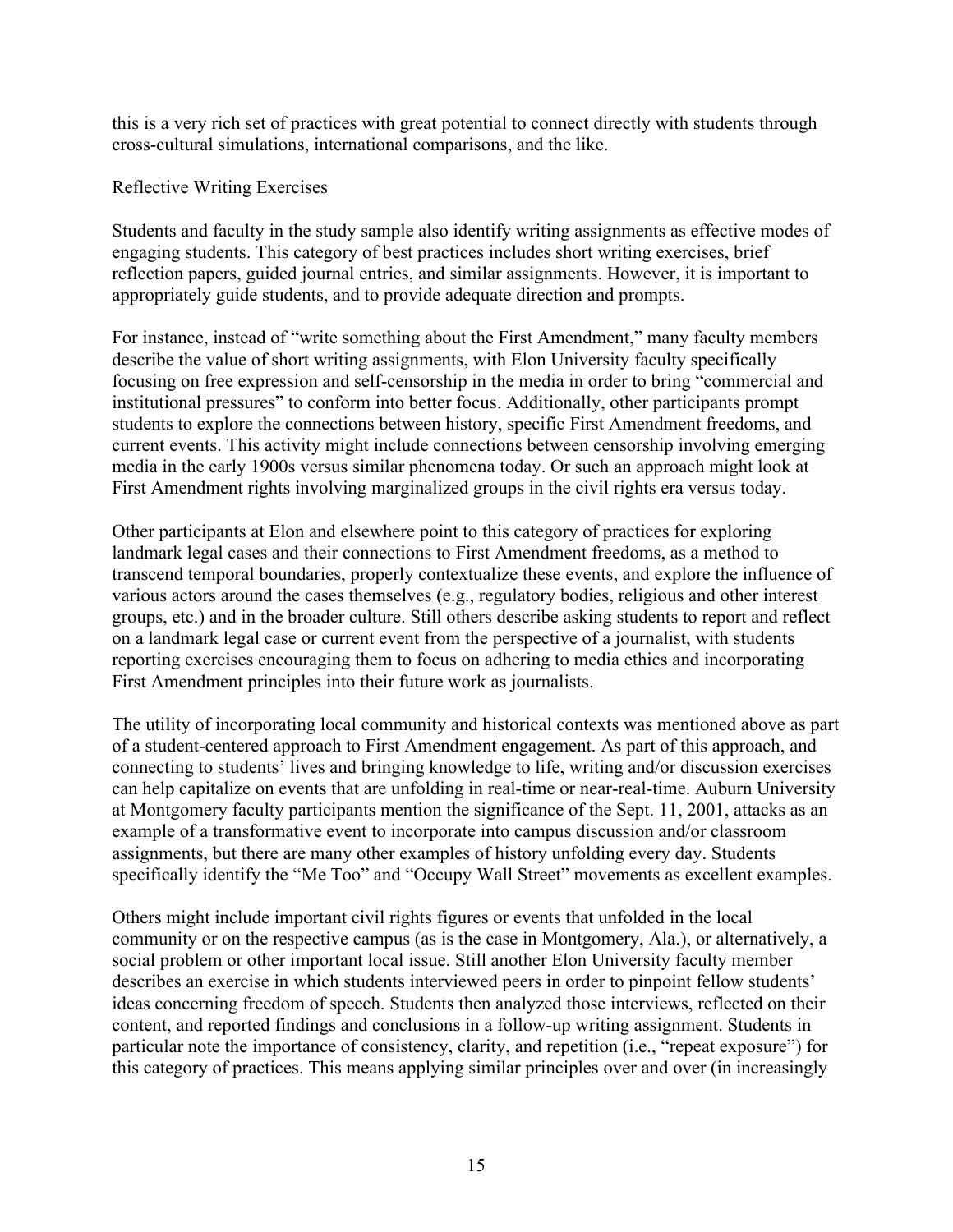this is a very rich set of practices with great potential to connect directly with students through cross-cultural simulations, international comparisons, and the like.

### Reflective Writing Exercises

Students and faculty in the study sample also identify writing assignments as effective modes of engaging students. This category of best practices includes short writing exercises, brief reflection papers, guided journal entries, and similar assignments. However, it is important to appropriately guide students, and to provide adequate direction and prompts.

For instance, instead of "write something about the First Amendment," many faculty members describe the value of short writing assignments, with Elon University faculty specifically focusing on free expression and self-censorship in the media in order to bring "commercial and institutional pressures" to conform into better focus. Additionally, other participants prompt students to explore the connections between history, specific First Amendment freedoms, and current events. This activity might include connections between censorship involving emerging media in the early 1900s versus similar phenomena today. Or such an approach might look at First Amendment rights involving marginalized groups in the civil rights era versus today.

Other participants at Elon and elsewhere point to this category of practices for exploring landmark legal cases and their connections to First Amendment freedoms, as a method to transcend temporal boundaries, properly contextualize these events, and explore the influence of various actors around the cases themselves (e.g., regulatory bodies, religious and other interest groups, etc.) and in the broader culture. Still others describe asking students to report and reflect on a landmark legal case or current event from the perspective of a journalist, with students reporting exercises encouraging them to focus on adhering to media ethics and incorporating First Amendment principles into their future work as journalists.

The utility of incorporating local community and historical contexts was mentioned above as part of a student-centered approach to First Amendment engagement. As part of this approach, and connecting to students' lives and bringing knowledge to life, writing and/or discussion exercises can help capitalize on events that are unfolding in real-time or near-real-time. Auburn University at Montgomery faculty participants mention the significance of the Sept. 11, 2001, attacks as an example of a transformative event to incorporate into campus discussion and/or classroom assignments, but there are many other examples of history unfolding every day. Students specifically identify the "Me Too" and "Occupy Wall Street" movements as excellent examples.

Others might include important civil rights figures or events that unfolded in the local community or on the respective campus (as is the case in Montgomery, Ala.), or alternatively, a social problem or other important local issue. Still another Elon University faculty member describes an exercise in which students interviewed peers in order to pinpoint fellow students' ideas concerning freedom of speech. Students then analyzed those interviews, reflected on their content, and reported findings and conclusions in a follow-up writing assignment. Students in particular note the importance of consistency, clarity, and repetition (i.e., "repeat exposure") for this category of practices. This means applying similar principles over and over (in increasingly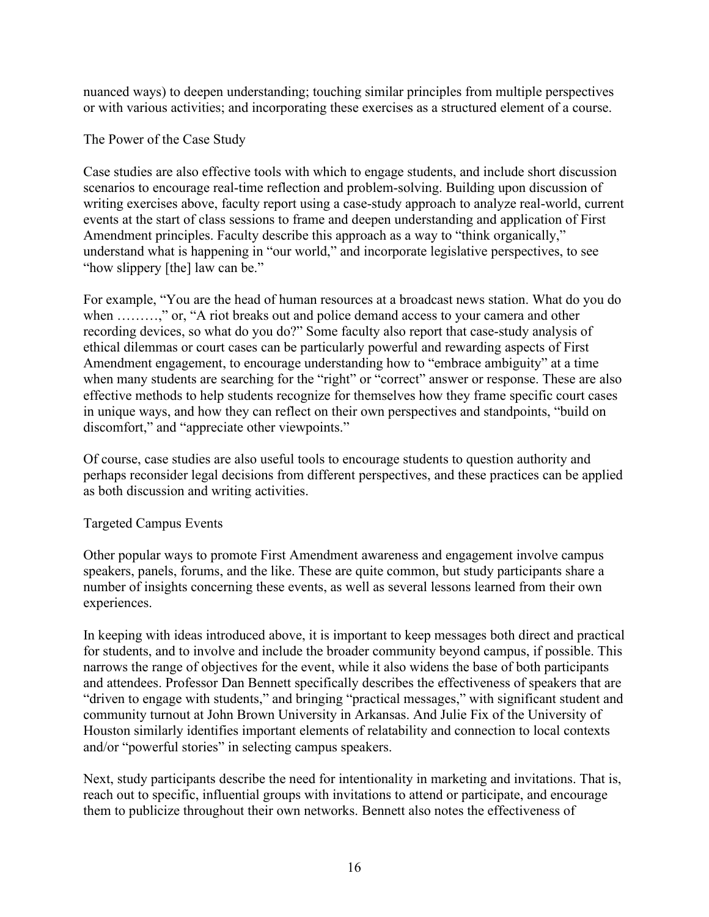nuanced ways) to deepen understanding; touching similar principles from multiple perspectives or with various activities; and incorporating these exercises as a structured element of a course.

## The Power of the Case Study

Case studies are also effective tools with which to engage students, and include short discussion scenarios to encourage real-time reflection and problem-solving. Building upon discussion of writing exercises above, faculty report using a case-study approach to analyze real-world, current events at the start of class sessions to frame and deepen understanding and application of First Amendment principles. Faculty describe this approach as a way to "think organically," understand what is happening in "our world," and incorporate legislative perspectives, to see "how slippery [the] law can be."

For example, "You are the head of human resources at a broadcast news station. What do you do when ………," or, "A riot breaks out and police demand access to your camera and other recording devices, so what do you do?" Some faculty also report that case-study analysis of ethical dilemmas or court cases can be particularly powerful and rewarding aspects of First Amendment engagement, to encourage understanding how to "embrace ambiguity" at a time when many students are searching for the "right" or "correct" answer or response. These are also effective methods to help students recognize for themselves how they frame specific court cases in unique ways, and how they can reflect on their own perspectives and standpoints, "build on discomfort," and "appreciate other viewpoints."

Of course, case studies are also useful tools to encourage students to question authority and perhaps reconsider legal decisions from different perspectives, and these practices can be applied as both discussion and writing activities.

## Targeted Campus Events

Other popular ways to promote First Amendment awareness and engagement involve campus speakers, panels, forums, and the like. These are quite common, but study participants share a number of insights concerning these events, as well as several lessons learned from their own experiences.

In keeping with ideas introduced above, it is important to keep messages both direct and practical for students, and to involve and include the broader community beyond campus, if possible. This narrows the range of objectives for the event, while it also widens the base of both participants and attendees. Professor Dan Bennett specifically describes the effectiveness of speakers that are "driven to engage with students," and bringing "practical messages," with significant student and community turnout at John Brown University in Arkansas. And Julie Fix of the University of Houston similarly identifies important elements of relatability and connection to local contexts and/or "powerful stories" in selecting campus speakers.

Next, study participants describe the need for intentionality in marketing and invitations. That is, reach out to specific, influential groups with invitations to attend or participate, and encourage them to publicize throughout their own networks. Bennett also notes the effectiveness of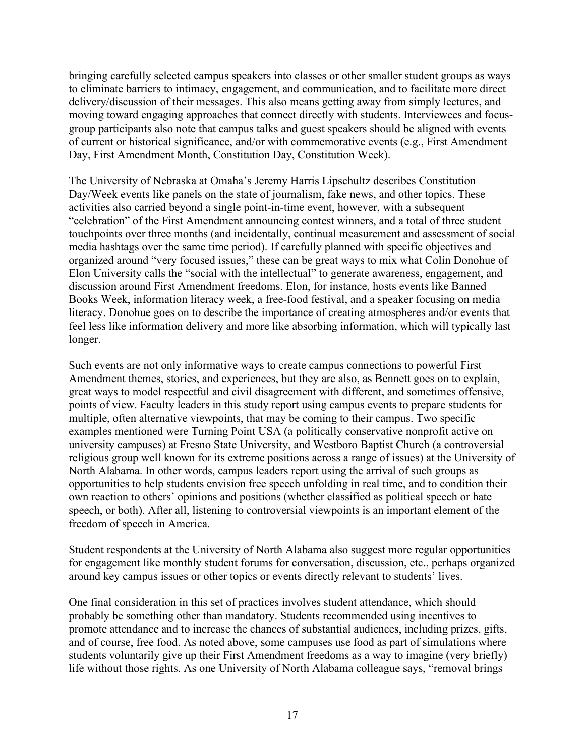bringing carefully selected campus speakers into classes or other smaller student groups as ways to eliminate barriers to intimacy, engagement, and communication, and to facilitate more direct delivery/discussion of their messages. This also means getting away from simply lectures, and moving toward engaging approaches that connect directly with students. Interviewees and focus-group participants also note that campus talks and guest speakers should be aligned with events of current or historical significance, and/or with commemorative events (e.g., First Amendment Day, First Amendment Month, Constitution Day, Constitution Week).

The University of Nebraska at Omaha's Jeremy Harris Lipschultz describes Constitution Day/Week events like panels on the state of journalism, fake news, and other topics. These activities also carried beyond a single point-in-time event, however, with a subsequent "celebration" of the First Amendment announcing contest winners, and a total of three student touchpoints over three months (and incidentally, continual measurement and assessment of social media hashtags over the same time period). If carefully planned with specific objectives and organized around "very focused issues," these can be great ways to mix what Colin Donohue of Elon University calls the "social with the intellectual" to generate awareness, engagement, and discussion around First Amendment freedoms. Elon, for instance, hosts events like Banned Books Week, information literacy week, a free-food festival, and a speaker focusing on media literacy. Donohue goes on to describe the importance of creating atmospheres and/or events that feel less like information delivery and more like absorbing information, which will typically last longer.

Such events are not only informative ways to create campus connections to powerful First Amendment themes, stories, and experiences, but they are also, as Bennett goes on to explain, great ways to model respectful and civil disagreement with different, and sometimes offensive, points of view. Faculty leaders in this study report using campus events to prepare students for multiple, often alternative viewpoints, that may be coming to their campus. Two specific examples mentioned were Turning Point USA (a politically conservative nonprofit active on university campuses) at Fresno State University, and Westboro Baptist Church (a controversial religious group well known for its extreme positions across a range of issues) at the University of North Alabama. In other words, campus leaders report using the arrival of such groups as opportunities to help students envision free speech unfolding in real time, and to condition their own reaction to others' opinions and positions (whether classified as political speech or hate speech, or both). After all, listening to controversial viewpoints is an important element of the freedom of speech in America.

Student respondents at the University of North Alabama also suggest more regular opportunities for engagement like monthly student forums for conversation, discussion, etc., perhaps organized around key campus issues or other topics or events directly relevant to students' lives.

One final consideration in this set of practices involves student attendance, which should probably be something other than mandatory. Students recommended using incentives to promote attendance and to increase the chances of substantial audiences, including prizes, gifts, and of course, free food. As noted above, some campuses use food as part of simulations where students voluntarily give up their First Amendment freedoms as a way to imagine (very briefly) life without those rights. As one University of North Alabama colleague says, "removal brings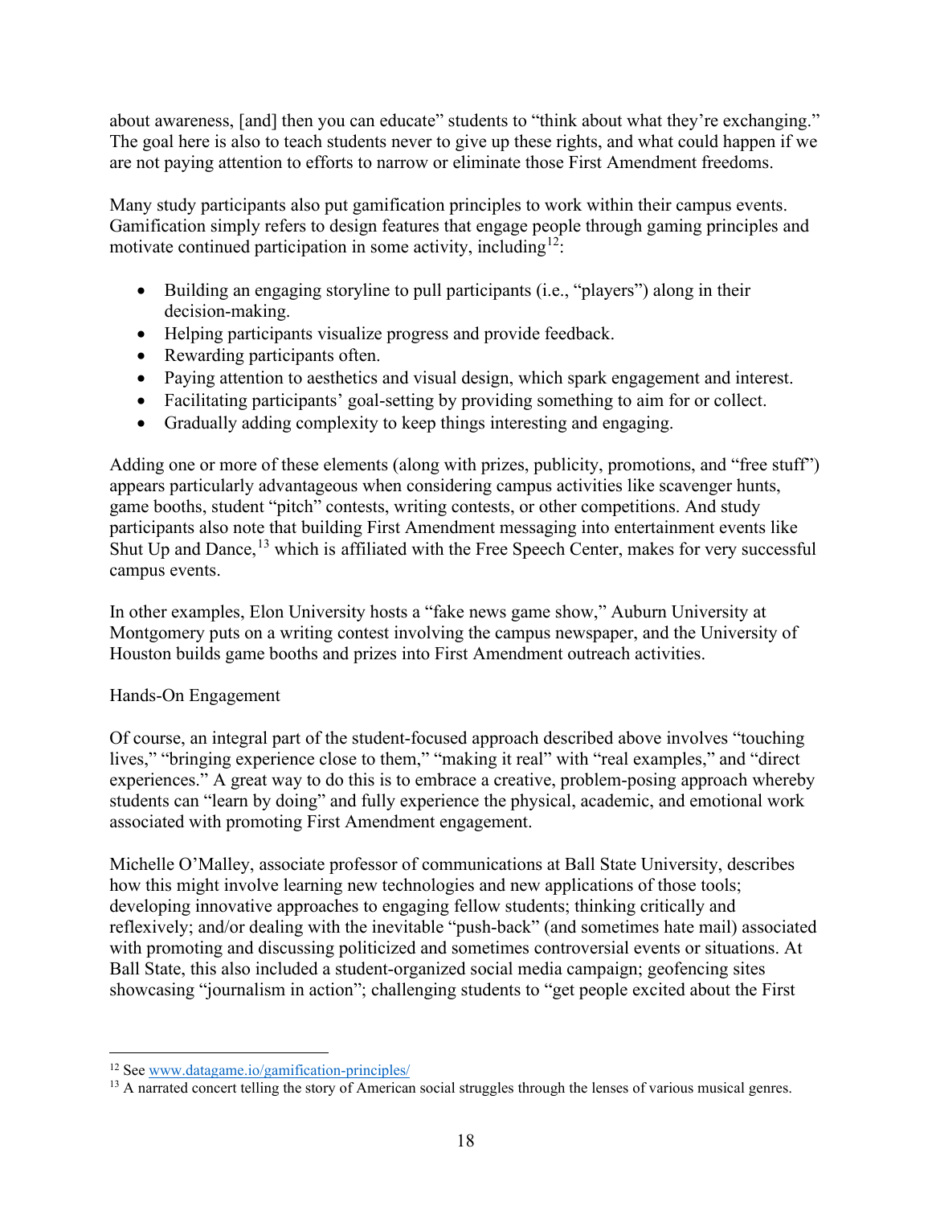about awareness, [and] then you can educate" students to "think about what they're exchanging." The goal here is also to teach students never to give up these rights, and what could happen if we are not paying attention to efforts to narrow or eliminate those First Amendment freedoms.

Many study participants also put gamification principles to work within their campus events. Gamification simply refers to design features that engage people through gaming principles and motivate continued participation in some activity, including[12]:

- Building an engaging storyline to pull participants (i.e., "players") along in their decision-making.
- Helping participants visualize progress and provide feedback.
- Rewarding participants often.
- Paying attention to aesthetics and visual design, which spark engagement and interest.
- Facilitating participants' goal-setting by providing something to aim for or collect.
- Gradually adding complexity to keep things interesting and engaging.

Adding one or more of these elements (along with prizes, publicity, promotions, and "free stuff") appears particularly advantageous when considering campus activities like scavenger hunts, game booths, student "pitch" contests, writing contests, or other competitions. And study participants also note that building First Amendment messaging into entertainment events like Shut Up and Dance,[13] which is affiliated with the Free Speech Center, makes for very successful campus events.

In other examples, Elon University hosts a "fake news game show," Auburn University at Montgomery puts on a writing contest involving the campus newspaper, and the University of Houston builds game booths and prizes into First Amendment outreach activities.

Hands-On Engagement

Of course, an integral part of the student-focused approach described above involves "touching lives," "bringing experience close to them," "making it real" with "real examples," and "direct experiences." A great way to do this is to embrace a creative, problem-posing approach whereby students can "learn by doing" and fully experience the physical, academic, and emotional work associated with promoting First Amendment engagement.

Michelle O'Malley, associate professor of communications at Ball State University, describes how this might involve learning new technologies and new applications of those tools; developing innovative approaches to engaging fellow students; thinking critically and reflexively; and/or dealing with the inevitable "push-back" (and sometimes hate mail) associated with promoting and discussing politicized and sometimes controversial events or situations. At Ball State, this also included a student-organized social media campaign; geofencing sites showcasing "journalism in action"; challenging students to "get people excited about the First

---

[12] See www.datagame.io/gamification-principles/

[13] A narrated concert telling the story of American social struggles through the lenses of various musical genres.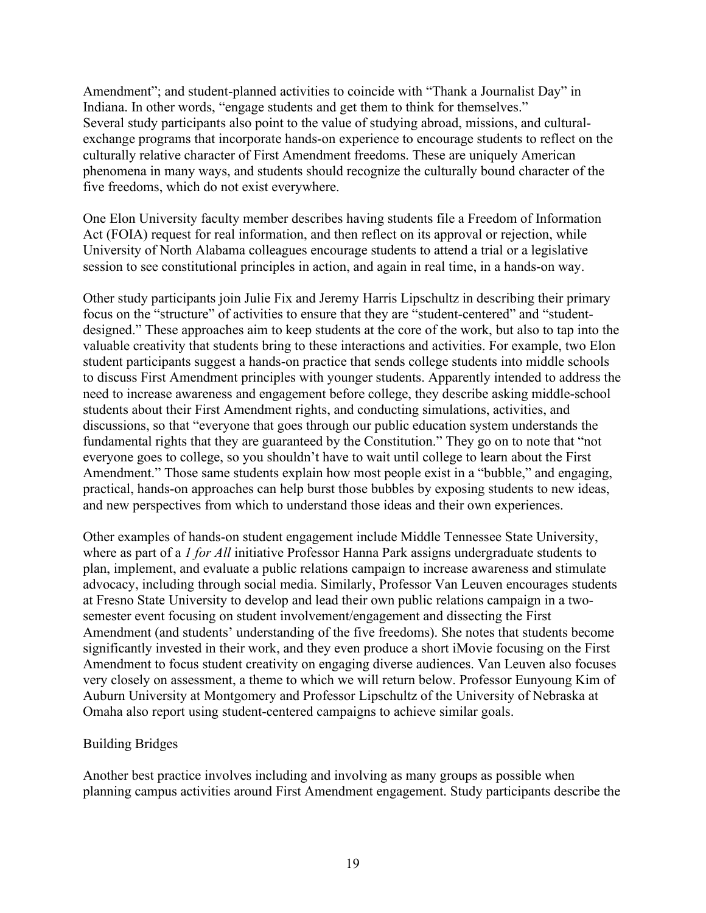Amendment"; and student-planned activities to coincide with "Thank a Journalist Day" in Indiana. In other words, "engage students and get them to think for themselves."
Several study participants also point to the value of studying abroad, missions, and cultural-exchange programs that incorporate hands-on experience to encourage students to reflect on the culturally relative character of First Amendment freedoms. These are uniquely American phenomena in many ways, and students should recognize the culturally bound character of the five freedoms, which do not exist everywhere.

One Elon University faculty member describes having students file a Freedom of Information Act (FOIA) request for real information, and then reflect on its approval or rejection, while University of North Alabama colleagues encourage students to attend a trial or a legislative session to see constitutional principles in action, and again in real time, in a hands-on way.

Other study participants join Julie Fix and Jeremy Harris Lipschultz in describing their primary focus on the "structure" of activities to ensure that they are "student-centered" and "student-designed." These approaches aim to keep students at the core of the work, but also to tap into the valuable creativity that students bring to these interactions and activities. For example, two Elon student participants suggest a hands-on practice that sends college students into middle schools to discuss First Amendment principles with younger students. Apparently intended to address the need to increase awareness and engagement before college, they describe asking middle-school students about their First Amendment rights, and conducting simulations, activities, and discussions, so that "everyone that goes through our public education system understands the fundamental rights that they are guaranteed by the Constitution." They go on to note that "not everyone goes to college, so you shouldn't have to wait until college to learn about the First Amendment." Those same students explain how most people exist in a "bubble," and engaging, practical, hands-on approaches can help burst those bubbles by exposing students to new ideas, and new perspectives from which to understand those ideas and their own experiences.

Other examples of hands-on student engagement include Middle Tennessee State University, where as part of a *1 for All* initiative Professor Hanna Park assigns undergraduate students to plan, implement, and evaluate a public relations campaign to increase awareness and stimulate advocacy, including through social media. Similarly, Professor Van Leuven encourages students at Fresno State University to develop and lead their own public relations campaign in a two-semester event focusing on student involvement/engagement and dissecting the First Amendment (and students' understanding of the five freedoms). She notes that students become significantly invested in their work, and they even produce a short iMovie focusing on the First Amendment to focus student creativity on engaging diverse audiences. Van Leuven also focuses very closely on assessment, a theme to which we will return below. Professor Eunyoung Kim of Auburn University at Montgomery and Professor Lipschultz of the University of Nebraska at Omaha also report using student-centered campaigns to achieve similar goals.

## Building Bridges

Another best practice involves including and involving as many groups as possible when planning campus activities around First Amendment engagement. Study participants describe the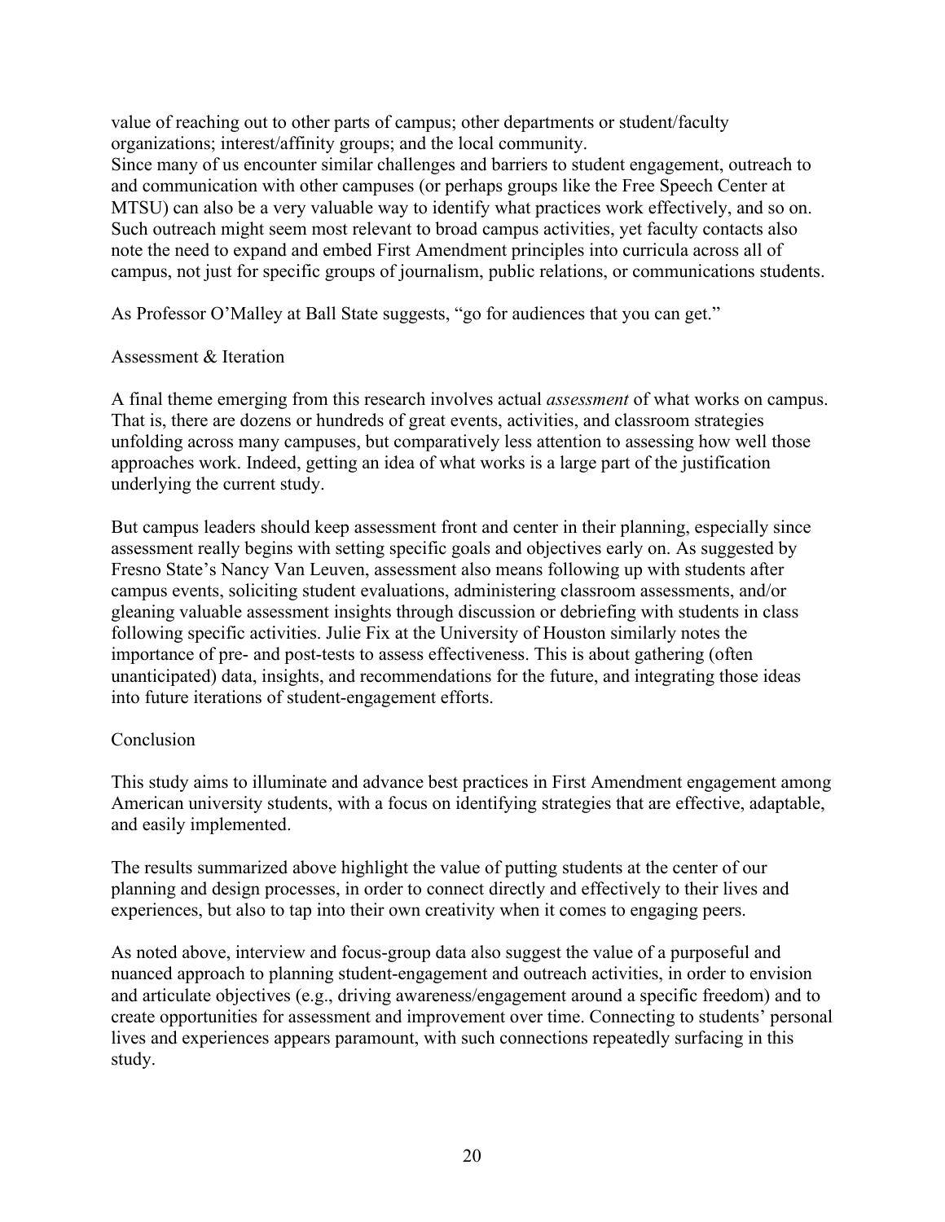value of reaching out to other parts of campus; other departments or student/faculty organizations; interest/affinity groups; and the local community.

Since many of us encounter similar challenges and barriers to student engagement, outreach to and communication with other campuses (or perhaps groups like the Free Speech Center at MTSU) can also be a very valuable way to identify what practices work effectively, and so on. Such outreach might seem most relevant to broad campus activities, yet faculty contacts also note the need to expand and embed First Amendment principles into curricula across all of campus, not just for specific groups of journalism, public relations, or communications students.

As Professor O'Malley at Ball State suggests, "go for audiences that you can get."

## Assessment & Iteration

A final theme emerging from this research involves actual *assessment* of what works on campus. That is, there are dozens or hundreds of great events, activities, and classroom strategies unfolding across many campuses, but comparatively less attention to assessing how well those approaches work. Indeed, getting an idea of what works is a large part of the justification underlying the current study.

But campus leaders should keep assessment front and center in their planning, especially since assessment really begins with setting specific goals and objectives early on. As suggested by Fresno State's Nancy Van Leuven, assessment also means following up with students after campus events, soliciting student evaluations, administering classroom assessments, and/or gleaning valuable assessment insights through discussion or debriefing with students in class following specific activities. Julie Fix at the University of Houston similarly notes the importance of pre- and post-tests to assess effectiveness. This is about gathering (often unanticipated) data, insights, and recommendations for the future, and integrating those ideas into future iterations of student-engagement efforts.

## Conclusion

This study aims to illuminate and advance best practices in First Amendment engagement among American university students, with a focus on identifying strategies that are effective, adaptable, and easily implemented.

The results summarized above highlight the value of putting students at the center of our planning and design processes, in order to connect directly and effectively to their lives and experiences, but also to tap into their own creativity when it comes to engaging peers.

As noted above, interview and focus-group data also suggest the value of a purposeful and nuanced approach to planning student-engagement and outreach activities, in order to envision and articulate objectives (e.g., driving awareness/engagement around a specific freedom) and to create opportunities for assessment and improvement over time. Connecting to students' personal lives and experiences appears paramount, with such connections repeatedly surfacing in this study.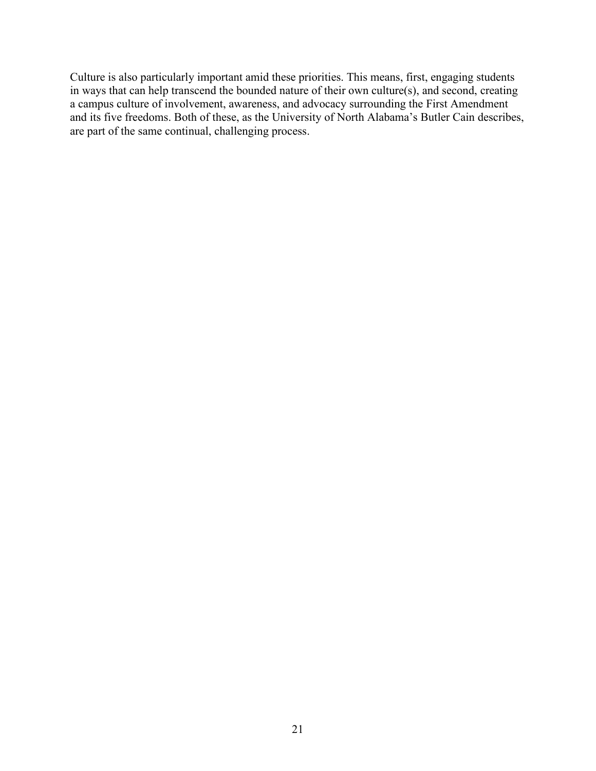Culture is also particularly important amid these priorities. This means, first, engaging students in ways that can help transcend the bounded nature of their own culture(s), and second, creating a campus culture of involvement, awareness, and advocacy surrounding the First Amendment and its five freedoms. Both of these, as the University of North Alabama's Butler Cain describes, are part of the same continual, challenging process.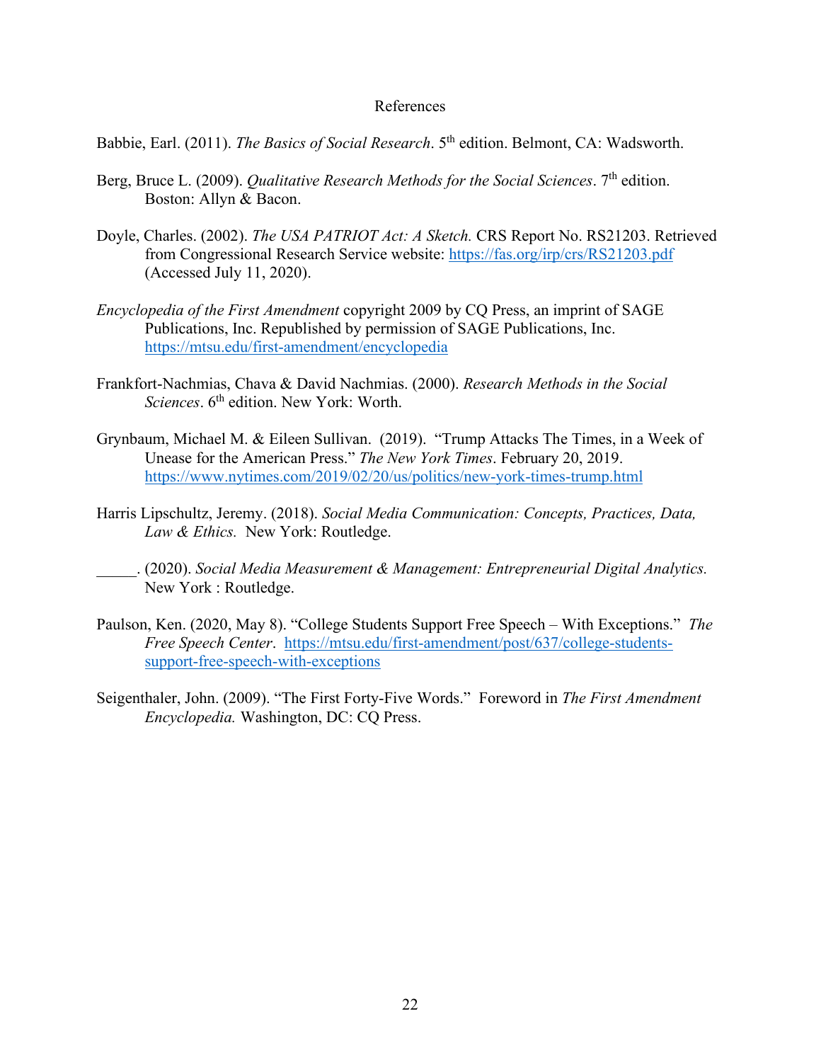# References

Babbie, Earl. (2011). *The Basics of Social Research*. 5th edition. Belmont, CA: Wadsworth.

Berg, Bruce L. (2009). *Qualitative Research Methods for the Social Sciences*. 7th edition. Boston: Allyn & Bacon.

Doyle, Charles. (2002). *The USA PATRIOT Act: A Sketch.* CRS Report No. RS21203. Retrieved from Congressional Research Service website: https://fas.org/irp/crs/RS21203.pdf (Accessed July 11, 2020).

*Encyclopedia of the First Amendment* copyright 2009 by CQ Press, an imprint of SAGE Publications, Inc. Republished by permission of SAGE Publications, Inc. https://mtsu.edu/first-amendment/encyclopedia

Frankfort-Nachmias, Chava & David Nachmias. (2000). *Research Methods in the Social Sciences*. 6th edition. New York: Worth.

Grynbaum, Michael M. & Eileen Sullivan. (2019). "Trump Attacks The Times, in a Week of Unease for the American Press." *The New York Times*. February 20, 2019. https://www.nytimes.com/2019/02/20/us/politics/new-york-times-trump.html

Harris Lipschultz, Jeremy. (2018). *Social Media Communication: Concepts, Practices, Data, Law & Ethics.* New York: Routledge.

_____. (2020). *Social Media Measurement & Management: Entrepreneurial Digital Analytics.* New York : Routledge.

Paulson, Ken. (2020, May 8). "College Students Support Free Speech – With Exceptions." *The Free Speech Center*. https://mtsu.edu/first-amendment/post/637/college-students-support-free-speech-with-exceptions

Seigenthaler, John. (2009). "The First Forty-Five Words." Foreword in *The First Amendment Encyclopedia.* Washington, DC: CQ Press.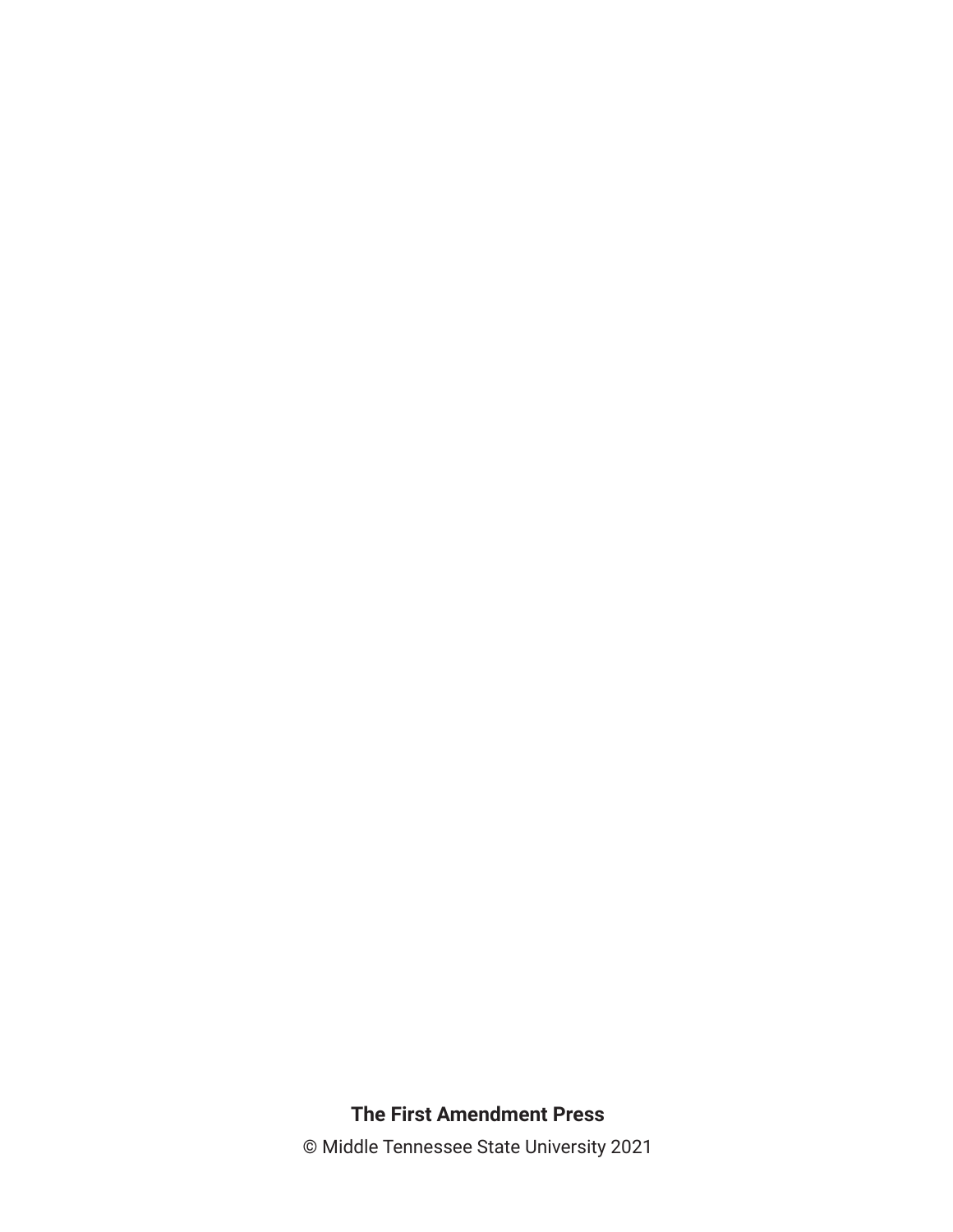**The First Amendment Press**

© Middle Tennessee State University 2021